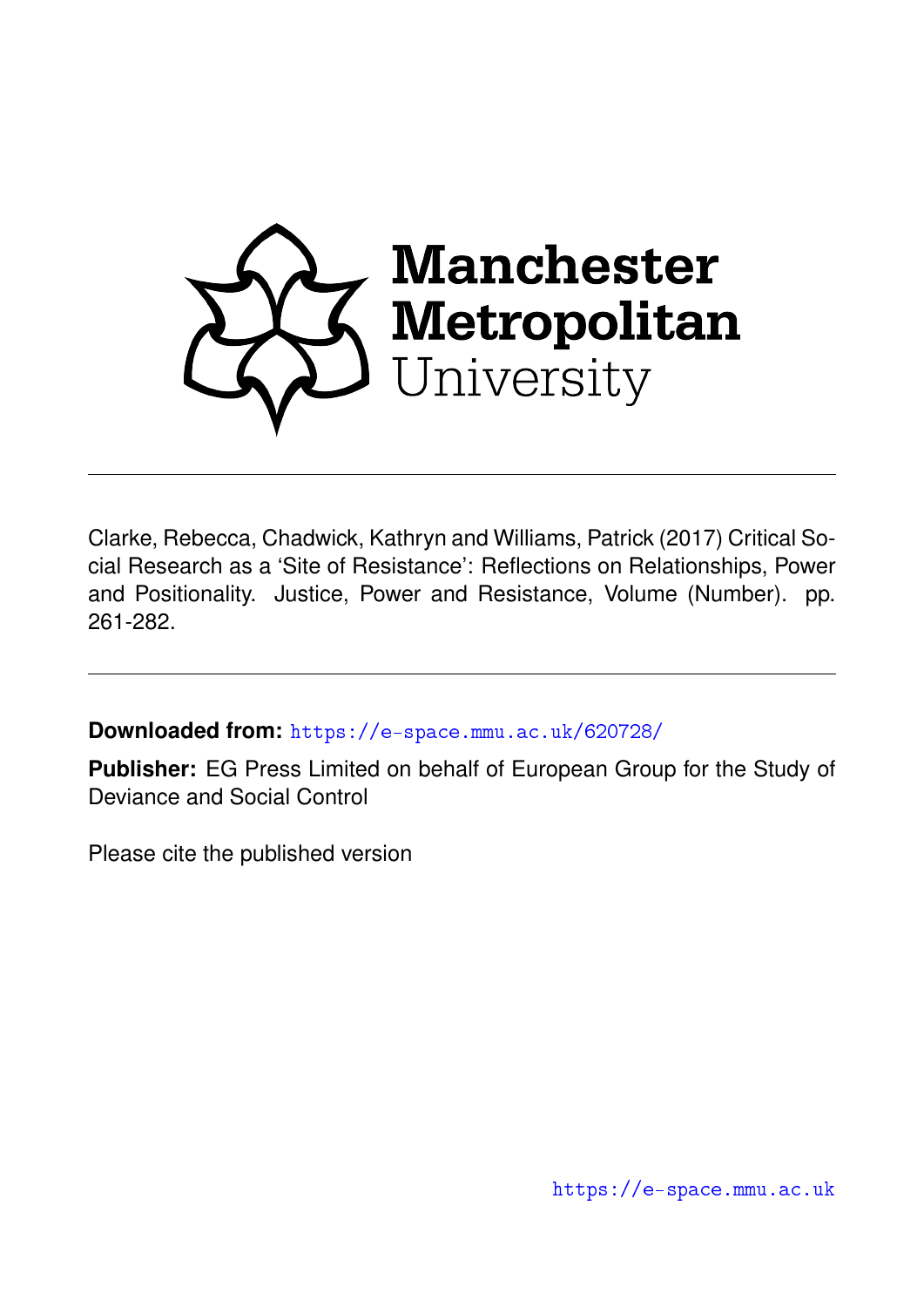Manchester Metropolitan University

Clarke, Rebecca, Chadwick, Kathryn and Williams, Patrick (2017) Critical Social Research as a 'Site of Resistance': Reflections on Relationships, Power and Positionality. Justice, Power and Resistance, Volume (Number). pp. 261-282.

**Downloaded from:** https://e-space.mmu.ac.uk/620728/

**Publisher:** EG Press Limited on behalf of European Group for the Study of Deviance and Social Control

Please cite the published version

https://e-space.mmu.ac.uk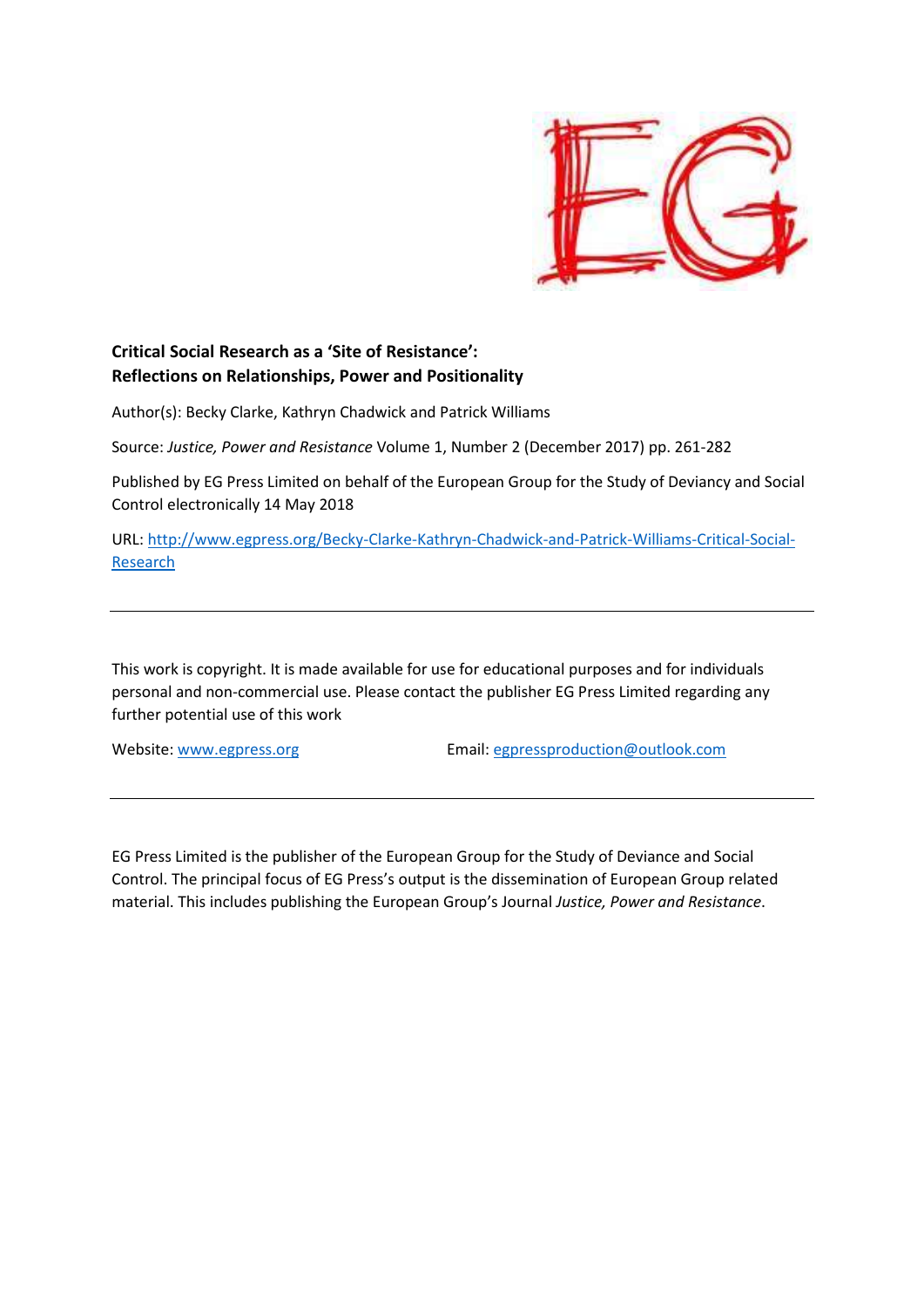**Critical Social Research as a 'Site of Resistance':**
**Reflections on Relationships, Power and Positionality**

Author(s): Becky Clarke, Kathryn Chadwick and Patrick Williams

Source: *Justice, Power and Resistance* Volume 1, Number 2 (December 2017) pp. 261-282

Published by EG Press Limited on behalf of the European Group for the Study of Deviancy and Social Control electronically 14 May 2018

URL: [http://www.egpress.org/Becky-Clarke-Kathryn-Chadwick-and-Patrick-Williams-Critical-Social-Research](http://www.egpress.org/Becky-Clarke-Kathryn-Chadwick-and-Patrick-Williams-Critical-Social-Research)

---

This work is copyright. It is made available for use for educational purposes and for individuals personal and non-commercial use. Please contact the publisher EG Press Limited regarding any further potential use of this work

Website: [www.egpress.org](http://www.egpress.org) Email: [egpressproduction@outlook.com](mailto:egpressproduction@outlook.com)

---

EG Press Limited is the publisher of the European Group for the Study of Deviance and Social Control. The principal focus of EG Press's output is the dissemination of European Group related material. This includes publishing the European Group's Journal *Justice, Power and Resistance*.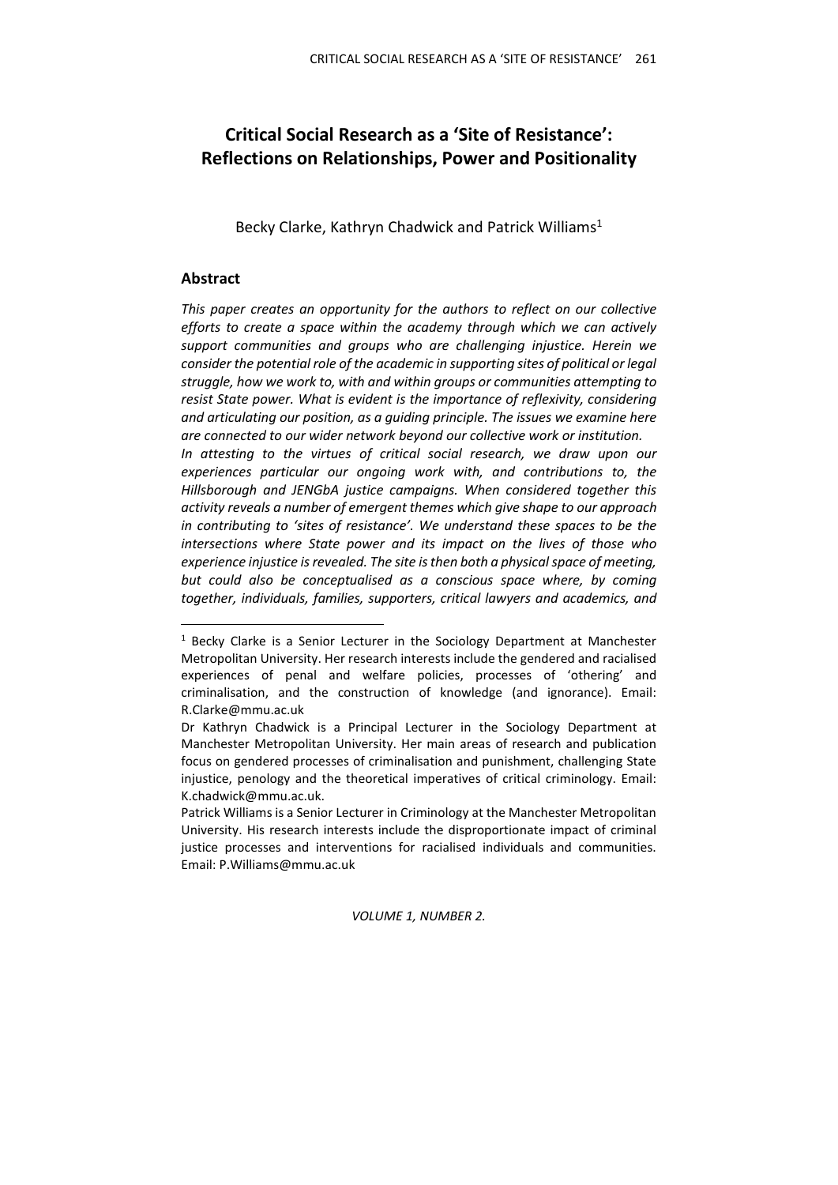# Critical Social Research as a 'Site of Resistance': Reflections on Relationships, Power and Positionality

Becky Clarke, Kathryn Chadwick and Patrick Williams[1]

## Abstract

*This paper creates an opportunity for the authors to reflect on our collective efforts to create a space within the academy through which we can actively support communities and groups who are challenging injustice. Herein we consider the potential role of the academic in supporting sites of political or legal struggle, how we work to, with and within groups or communities attempting to resist State power. What is evident is the importance of reflexivity, considering and articulating our position, as a guiding principle. The issues we examine here are connected to our wider network beyond our collective work or institution.*

*In attesting to the virtues of critical social research, we draw upon our experiences particular our ongoing work with, and contributions to, the Hillsborough and JENGbA justice campaigns. When considered together this activity reveals a number of emergent themes which give shape to our approach in contributing to 'sites of resistance'. We understand these spaces to be the intersections where State power and its impact on the lives of those who experience injustice is revealed. The site is then both a physical space of meeting, but could also be conceptualised as a conscious space where, by coming together, individuals, families, supporters, critical lawyers and academics, and*

---

[1] Becky Clarke is a Senior Lecturer in the Sociology Department at Manchester Metropolitan University. Her research interests include the gendered and racialised experiences of penal and welfare policies, processes of 'othering' and criminalisation, and the construction of knowledge (and ignorance). Email: R.Clarke@mmu.ac.uk

Dr Kathryn Chadwick is a Principal Lecturer in the Sociology Department at Manchester Metropolitan University. Her main areas of research and publication focus on gendered processes of criminalisation and punishment, challenging State injustice, penology and the theoretical imperatives of critical criminology. Email: K.chadwick@mmu.ac.uk.

Patrick Williams is a Senior Lecturer in Criminology at the Manchester Metropolitan University. His research interests include the disproportionate impact of criminal justice processes and interventions for racialised individuals and communities. Email: P.Williams@mmu.ac.uk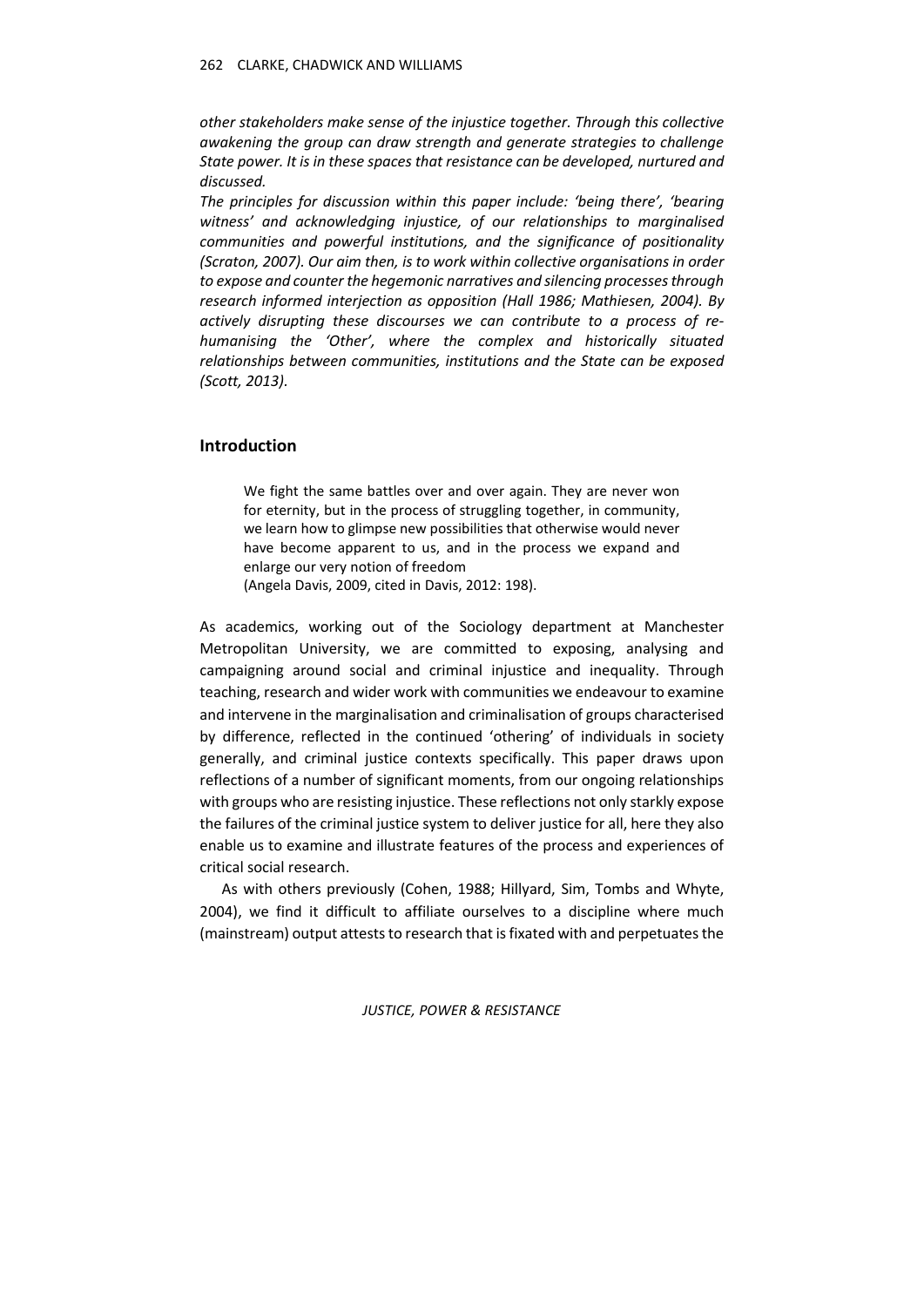*other stakeholders make sense of the injustice together. Through this collective awakening the group can draw strength and generate strategies to challenge State power. It is in these spaces that resistance can be developed, nurtured and discussed.*

*The principles for discussion within this paper include: 'being there', 'bearing witness' and acknowledging injustice, of our relationships to marginalised communities and powerful institutions, and the significance of positionality (Scraton, 2007). Our aim then, is to work within collective organisations in order to expose and counter the hegemonic narratives and silencing processes through research informed interjection as opposition (Hall 1986; Mathiesen, 2004). By actively disrupting these discourses we can contribute to a process of re-humanising the 'Other', where the complex and historically situated relationships between communities, institutions and the State can be exposed (Scott, 2013).*

## Introduction

> We fight the same battles over and over again. They are never won for eternity, but in the process of struggling together, in community, we learn how to glimpse new possibilities that otherwise would never have become apparent to us, and in the process we expand and enlarge our very notion of freedom
> (Angela Davis, 2009, cited in Davis, 2012: 198).

As academics, working out of the Sociology department at Manchester Metropolitan University, we are committed to exposing, analysing and campaigning around social and criminal injustice and inequality. Through teaching, research and wider work with communities we endeavour to examine and intervene in the marginalisation and criminalisation of groups characterised by difference, reflected in the continued 'othering' of individuals in society generally, and criminal justice contexts specifically. This paper draws upon reflections of a number of significant moments, from our ongoing relationships with groups who are resisting injustice. These reflections not only starkly expose the failures of the criminal justice system to deliver justice for all, here they also enable us to examine and illustrate features of the process and experiences of critical social research.

As with others previously (Cohen, 1988; Hillyard, Sim, Tombs and Whyte, 2004), we find it difficult to affiliate ourselves to a discipline where much (mainstream) output attests to research that is fixated with and perpetuates the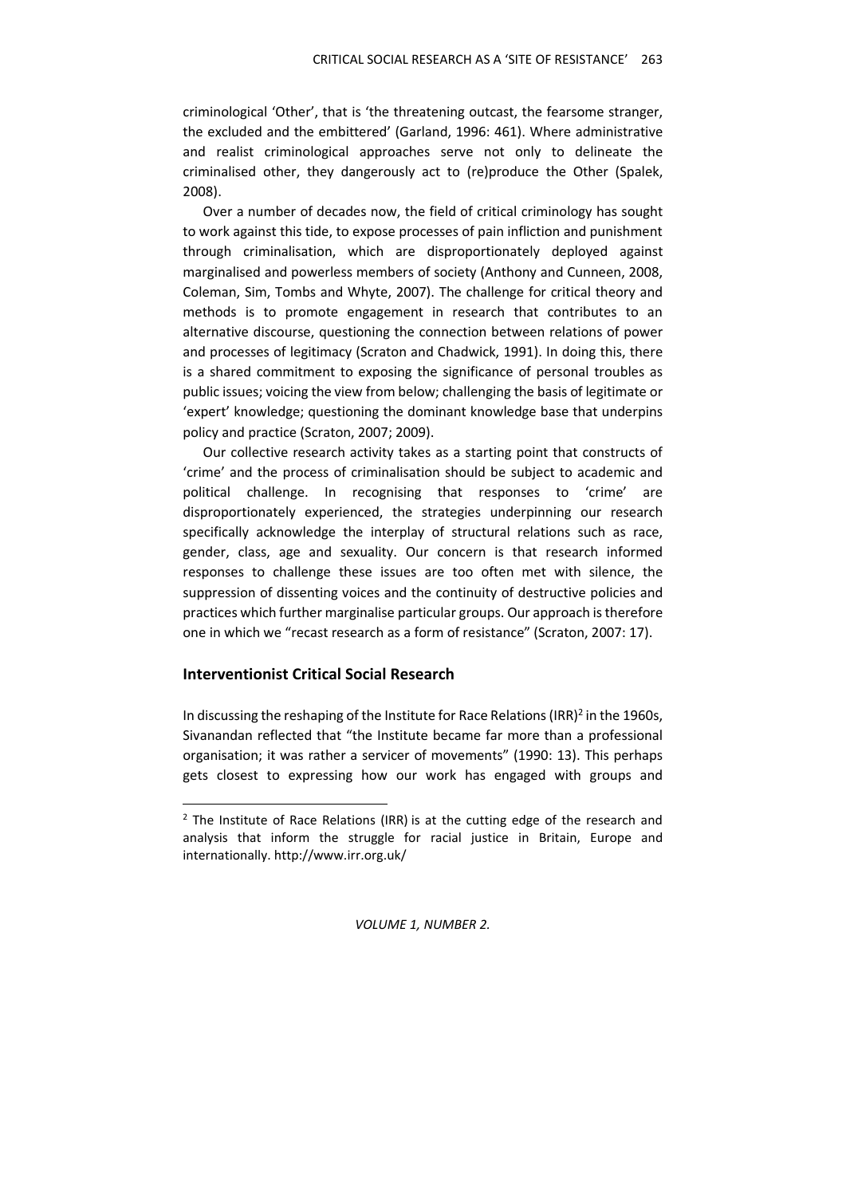criminological 'Other', that is 'the threatening outcast, the fearsome stranger, the excluded and the embittered' (Garland, 1996: 461). Where administrative and realist criminological approaches serve not only to delineate the criminalised other, they dangerously act to (re)produce the Other (Spalek, 2008).

Over a number of decades now, the field of critical criminology has sought to work against this tide, to expose processes of pain infliction and punishment through criminalisation, which are disproportionately deployed against marginalised and powerless members of society (Anthony and Cunneen, 2008, Coleman, Sim, Tombs and Whyte, 2007). The challenge for critical theory and methods is to promote engagement in research that contributes to an alternative discourse, questioning the connection between relations of power and processes of legitimacy (Scraton and Chadwick, 1991). In doing this, there is a shared commitment to exposing the significance of personal troubles as public issues; voicing the view from below; challenging the basis of legitimate or 'expert' knowledge; questioning the dominant knowledge base that underpins policy and practice (Scraton, 2007; 2009).

Our collective research activity takes as a starting point that constructs of 'crime' and the process of criminalisation should be subject to academic and political challenge. In recognising that responses to 'crime' are disproportionately experienced, the strategies underpinning our research specifically acknowledge the interplay of structural relations such as race, gender, class, age and sexuality. Our concern is that research informed responses to challenge these issues are too often met with silence, the suppression of dissenting voices and the continuity of destructive policies and practices which further marginalise particular groups. Our approach is therefore one in which we "recast research as a form of resistance" (Scraton, 2007: 17).

## Interventionist Critical Social Research

In discussing the reshaping of the Institute for Race Relations (IRR)[2] in the 1960s, Sivanandan reflected that "the Institute became far more than a professional organisation; it was rather a servicer of movements" (1990: 13). This perhaps gets closest to expressing how our work has engaged with groups and

[2] The Institute of Race Relations (IRR) is at the cutting edge of the research and analysis that inform the struggle for racial justice in Britain, Europe and internationally. http://www.irr.org.uk/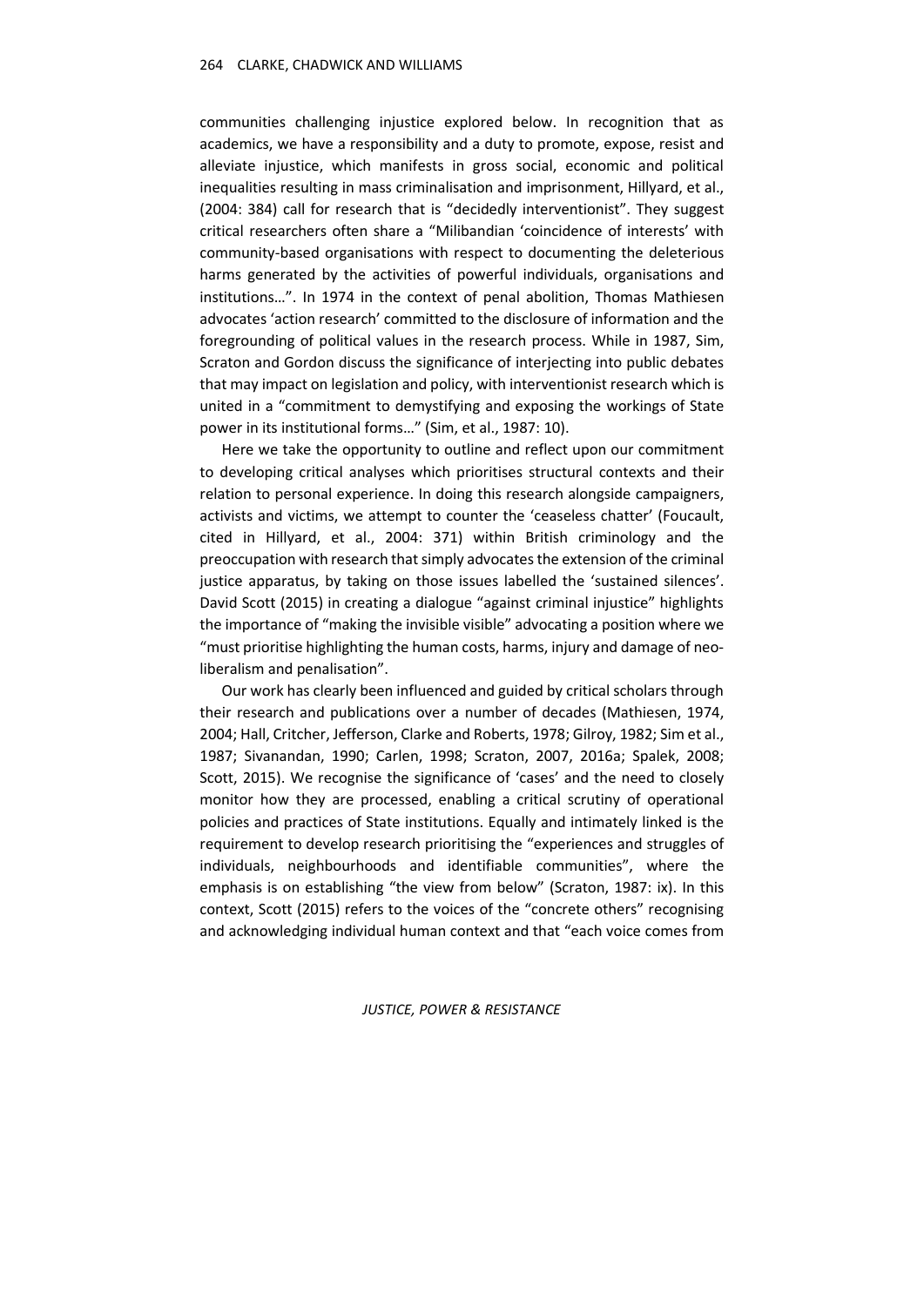communities challenging injustice explored below. In recognition that as academics, we have a responsibility and a duty to promote, expose, resist and alleviate injustice, which manifests in gross social, economic and political inequalities resulting in mass criminalisation and imprisonment, Hillyard, et al., (2004: 384) call for research that is "decidedly interventionist". They suggest critical researchers often share a "Milibandian 'coincidence of interests' with community-based organisations with respect to documenting the deleterious harms generated by the activities of powerful individuals, organisations and institutions…". In 1974 in the context of penal abolition, Thomas Mathiesen advocates 'action research' committed to the disclosure of information and the foregrounding of political values in the research process. While in 1987, Sim, Scraton and Gordon discuss the significance of interjecting into public debates that may impact on legislation and policy, with interventionist research which is united in a "commitment to demystifying and exposing the workings of State power in its institutional forms…" (Sim, et al., 1987: 10).

Here we take the opportunity to outline and reflect upon our commitment to developing critical analyses which prioritises structural contexts and their relation to personal experience. In doing this research alongside campaigners, activists and victims, we attempt to counter the 'ceaseless chatter' (Foucault, cited in Hillyard, et al., 2004: 371) within British criminology and the preoccupation with research that simply advocates the extension of the criminal justice apparatus, by taking on those issues labelled the 'sustained silences'. David Scott (2015) in creating a dialogue "against criminal injustice" highlights the importance of "making the invisible visible" advocating a position where we "must prioritise highlighting the human costs, harms, injury and damage of neo-liberalism and penalisation".

Our work has clearly been influenced and guided by critical scholars through their research and publications over a number of decades (Mathiesen, 1974, 2004; Hall, Critcher, Jefferson, Clarke and Roberts, 1978; Gilroy, 1982; Sim et al., 1987; Sivanandan, 1990; Carlen, 1998; Scraton, 2007, 2016a; Spalek, 2008; Scott, 2015). We recognise the significance of 'cases' and the need to closely monitor how they are processed, enabling a critical scrutiny of operational policies and practices of State institutions. Equally and intimately linked is the requirement to develop research prioritising the "experiences and struggles of individuals, neighbourhoods and identifiable communities", where the emphasis is on establishing "the view from below" (Scraton, 1987: ix). In this context, Scott (2015) refers to the voices of the "concrete others" recognising and acknowledging individual human context and that "each voice comes from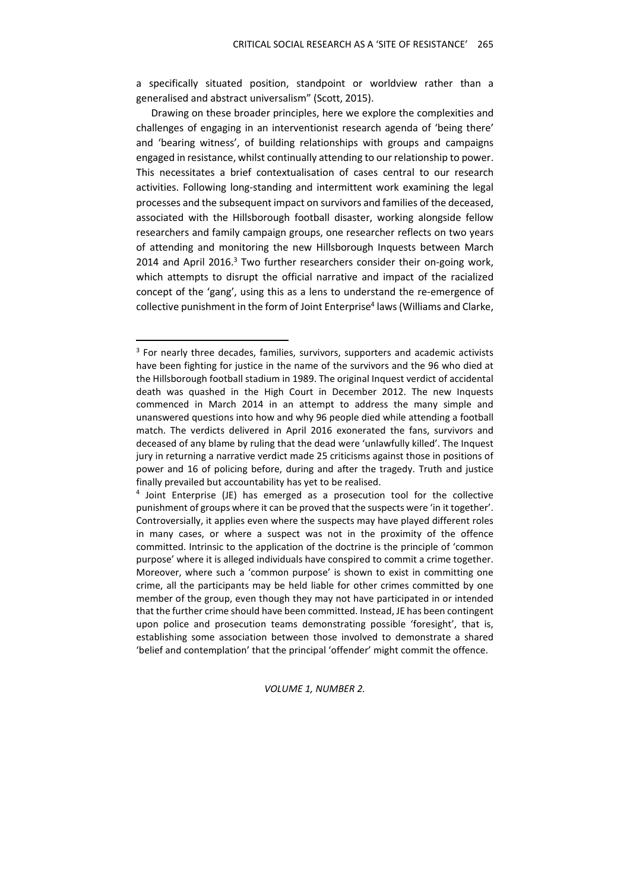a specifically situated position, standpoint or worldview rather than a generalised and abstract universalism" (Scott, 2015).

Drawing on these broader principles, here we explore the complexities and challenges of engaging in an interventionist research agenda of 'being there' and 'bearing witness', of building relationships with groups and campaigns engaged in resistance, whilst continually attending to our relationship to power. This necessitates a brief contextualisation of cases central to our research activities. Following long-standing and intermittent work examining the legal processes and the subsequent impact on survivors and families of the deceased, associated with the Hillsborough football disaster, working alongside fellow researchers and family campaign groups, one researcher reflects on two years of attending and monitoring the new Hillsborough Inquests between March 2014 and April 2016.[3] Two further researchers consider their on-going work, which attempts to disrupt the official narrative and impact of the racialized concept of the 'gang', using this as a lens to understand the re-emergence of collective punishment in the form of Joint Enterprise[4] laws (Williams and Clarke,

---

[3] For nearly three decades, families, survivors, supporters and academic activists have been fighting for justice in the name of the survivors and the 96 who died at the Hillsborough football stadium in 1989. The original Inquest verdict of accidental death was quashed in the High Court in December 2012. The new Inquests commenced in March 2014 in an attempt to address the many simple and unanswered questions into how and why 96 people died while attending a football match. The verdicts delivered in April 2016 exonerated the fans, survivors and deceased of any blame by ruling that the dead were 'unlawfully killed'. The Inquest jury in returning a narrative verdict made 25 criticisms against those in positions of power and 16 of policing before, during and after the tragedy. Truth and justice finally prevailed but accountability has yet to be realised.

[4] Joint Enterprise (JE) has emerged as a prosecution tool for the collective punishment of groups where it can be proved that the suspects were 'in it together'. Controversially, it applies even where the suspects may have played different roles in many cases, or where a suspect was not in the proximity of the offence committed. Intrinsic to the application of the doctrine is the principle of 'common purpose' where it is alleged individuals have conspired to commit a crime together. Moreover, where such a 'common purpose' is shown to exist in committing one crime, all the participants may be held liable for other crimes committed by one member of the group, even though they may not have participated in or intended that the further crime should have been committed. Instead, JE has been contingent upon police and prosecution teams demonstrating possible 'foresight', that is, establishing some association between those involved to demonstrate a shared 'belief and contemplation' that the principal 'offender' might commit the offence.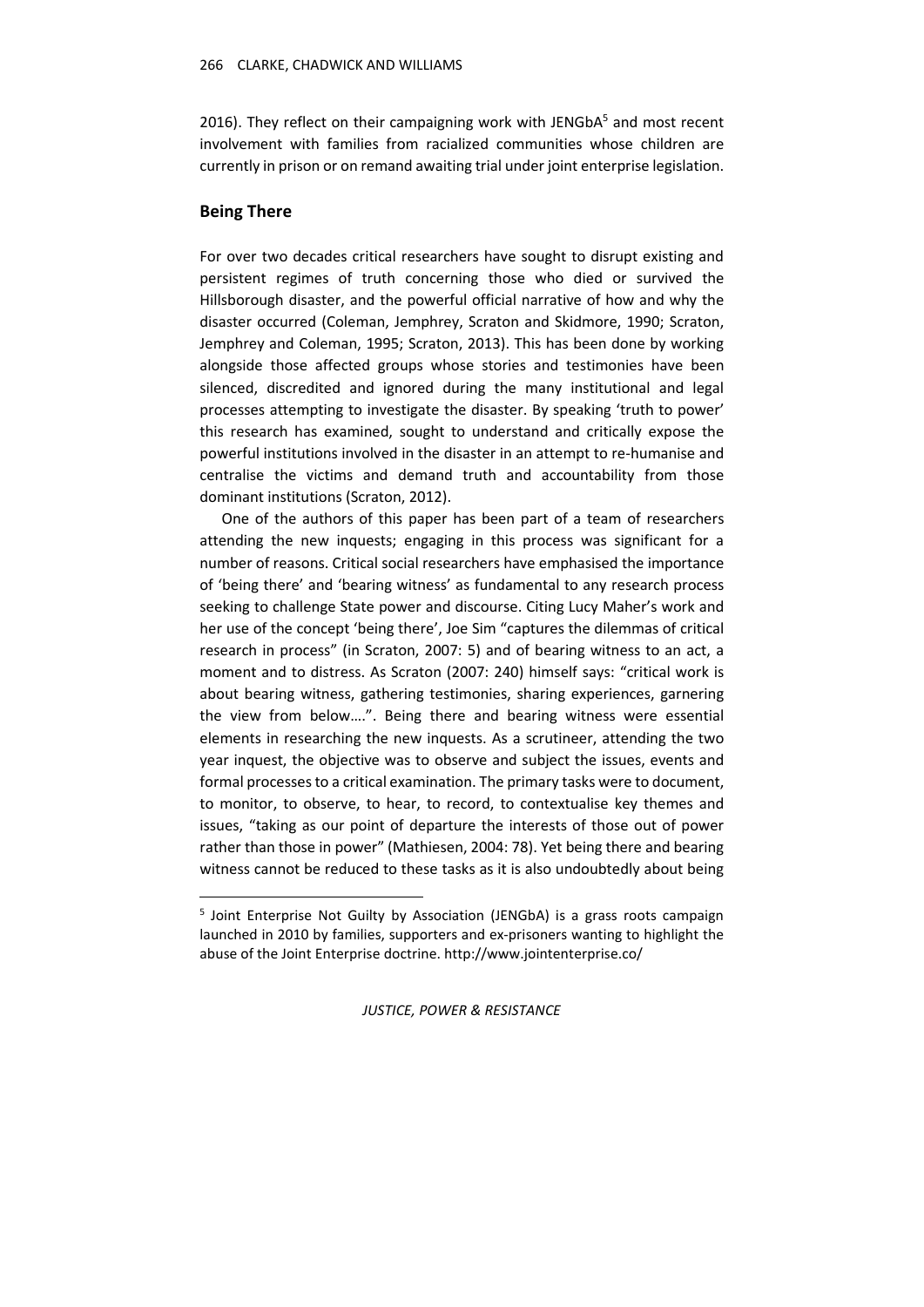2016). They reflect on their campaigning work with JENGbA[5] and most recent involvement with families from racialized communities whose children are currently in prison or on remand awaiting trial under joint enterprise legislation.

## Being There

For over two decades critical researchers have sought to disrupt existing and persistent regimes of truth concerning those who died or survived the Hillsborough disaster, and the powerful official narrative of how and why the disaster occurred (Coleman, Jemphrey, Scraton and Skidmore, 1990; Scraton, Jemphrey and Coleman, 1995; Scraton, 2013). This has been done by working alongside those affected groups whose stories and testimonies have been silenced, discredited and ignored during the many institutional and legal processes attempting to investigate the disaster. By speaking 'truth to power' this research has examined, sought to understand and critically expose the powerful institutions involved in the disaster in an attempt to re-humanise and centralise the victims and demand truth and accountability from those dominant institutions (Scraton, 2012).

One of the authors of this paper has been part of a team of researchers attending the new inquests; engaging in this process was significant for a number of reasons. Critical social researchers have emphasised the importance of 'being there' and 'bearing witness' as fundamental to any research process seeking to challenge State power and discourse. Citing Lucy Maher's work and her use of the concept 'being there', Joe Sim "captures the dilemmas of critical research in process" (in Scraton, 2007: 5) and of bearing witness to an act, a moment and to distress. As Scraton (2007: 240) himself says: "critical work is about bearing witness, gathering testimonies, sharing experiences, garnering the view from below….". Being there and bearing witness were essential elements in researching the new inquests. As a scrutineer, attending the two year inquest, the objective was to observe and subject the issues, events and formal processes to a critical examination. The primary tasks were to document, to monitor, to observe, to hear, to record, to contextualise key themes and issues, "taking as our point of departure the interests of those out of power rather than those in power" (Mathiesen, 2004: 78). Yet being there and bearing witness cannot be reduced to these tasks as it is also undoubtedly about being

[5] Joint Enterprise Not Guilty by Association (JENGbA) is a grass roots campaign launched in 2010 by families, supporters and ex-prisoners wanting to highlight the abuse of the Joint Enterprise doctrine. http://www.jointenterprise.co/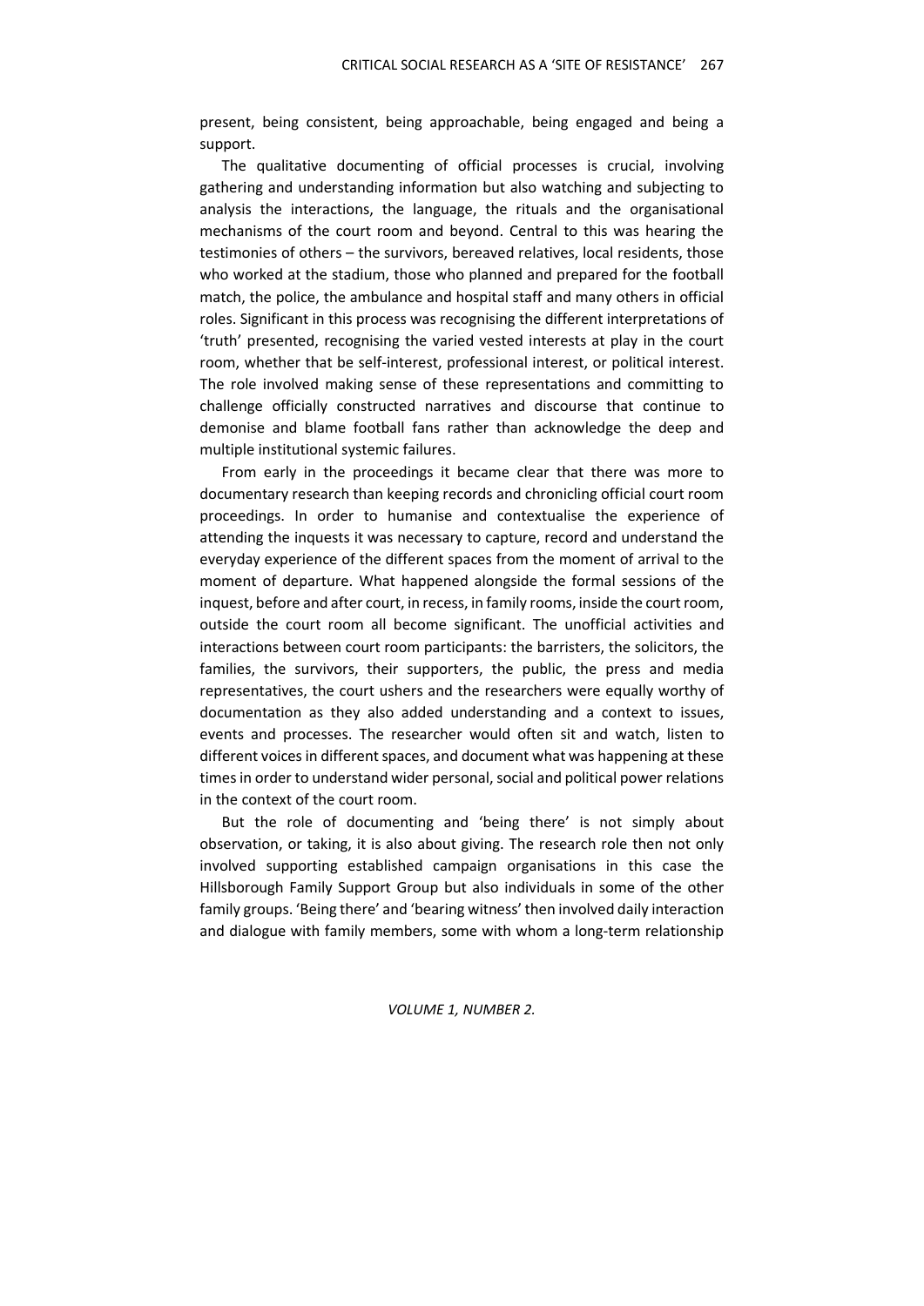present, being consistent, being approachable, being engaged and being a support.

The qualitative documenting of official processes is crucial, involving gathering and understanding information but also watching and subjecting to analysis the interactions, the language, the rituals and the organisational mechanisms of the court room and beyond. Central to this was hearing the testimonies of others – the survivors, bereaved relatives, local residents, those who worked at the stadium, those who planned and prepared for the football match, the police, the ambulance and hospital staff and many others in official roles. Significant in this process was recognising the different interpretations of 'truth' presented, recognising the varied vested interests at play in the court room, whether that be self-interest, professional interest, or political interest. The role involved making sense of these representations and committing to challenge officially constructed narratives and discourse that continue to demonise and blame football fans rather than acknowledge the deep and multiple institutional systemic failures.

From early in the proceedings it became clear that there was more to documentary research than keeping records and chronicling official court room proceedings. In order to humanise and contextualise the experience of attending the inquests it was necessary to capture, record and understand the everyday experience of the different spaces from the moment of arrival to the moment of departure. What happened alongside the formal sessions of the inquest, before and after court, in recess, in family rooms, inside the court room, outside the court room all become significant. The unofficial activities and interactions between court room participants: the barristers, the solicitors, the families, the survivors, their supporters, the public, the press and media representatives, the court ushers and the researchers were equally worthy of documentation as they also added understanding and a context to issues, events and processes. The researcher would often sit and watch, listen to different voices in different spaces, and document what was happening at these times in order to understand wider personal, social and political power relations in the context of the court room.

But the role of documenting and 'being there' is not simply about observation, or taking, it is also about giving. The research role then not only involved supporting established campaign organisations in this case the Hillsborough Family Support Group but also individuals in some of the other family groups. 'Being there' and 'bearing witness' then involved daily interaction and dialogue with family members, some with whom a long-term relationship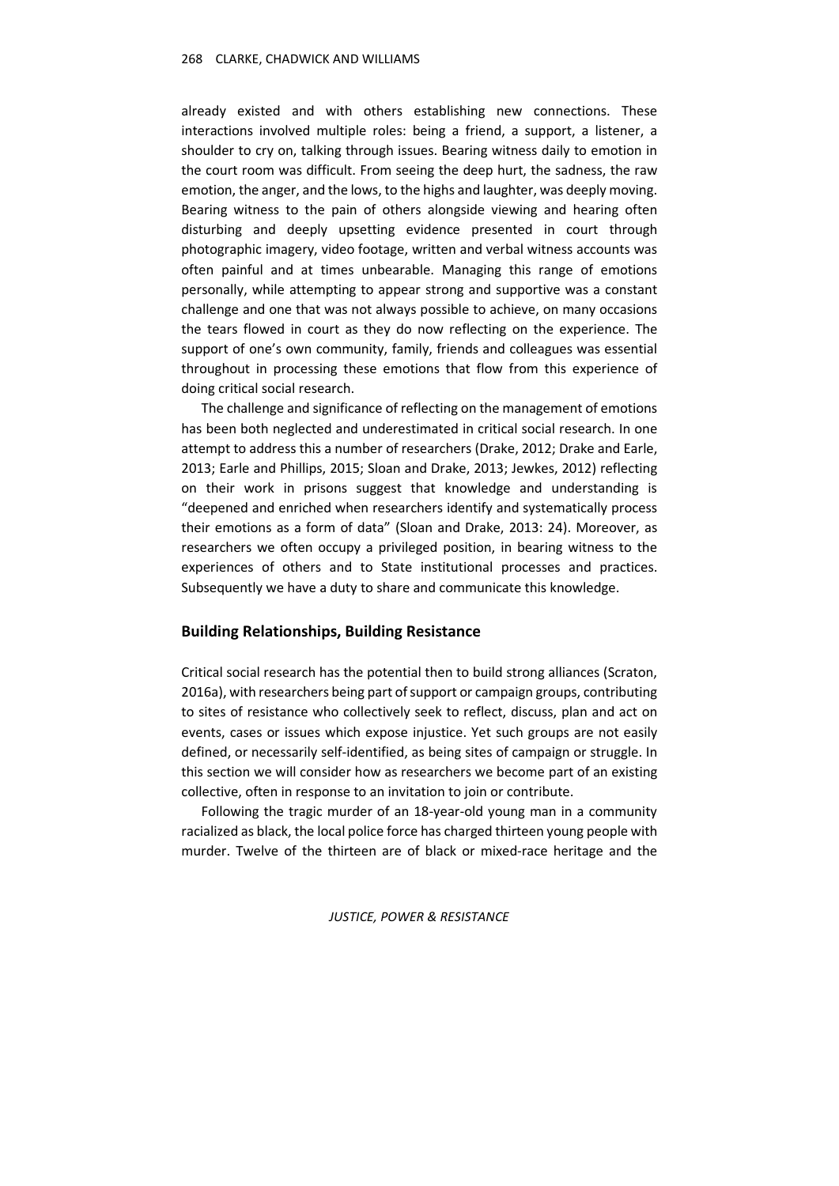already existed and with others establishing new connections. These interactions involved multiple roles: being a friend, a support, a listener, a shoulder to cry on, talking through issues. Bearing witness daily to emotion in the court room was difficult. From seeing the deep hurt, the sadness, the raw emotion, the anger, and the lows, to the highs and laughter, was deeply moving. Bearing witness to the pain of others alongside viewing and hearing often disturbing and deeply upsetting evidence presented in court through photographic imagery, video footage, written and verbal witness accounts was often painful and at times unbearable. Managing this range of emotions personally, while attempting to appear strong and supportive was a constant challenge and one that was not always possible to achieve, on many occasions the tears flowed in court as they do now reflecting on the experience. The support of one's own community, family, friends and colleagues was essential throughout in processing these emotions that flow from this experience of doing critical social research.

The challenge and significance of reflecting on the management of emotions has been both neglected and underestimated in critical social research. In one attempt to address this a number of researchers (Drake, 2012; Drake and Earle, 2013; Earle and Phillips, 2015; Sloan and Drake, 2013; Jewkes, 2012) reflecting on their work in prisons suggest that knowledge and understanding is "deepened and enriched when researchers identify and systematically process their emotions as a form of data" (Sloan and Drake, 2013: 24). Moreover, as researchers we often occupy a privileged position, in bearing witness to the experiences of others and to State institutional processes and practices. Subsequently we have a duty to share and communicate this knowledge.

## Building Relationships, Building Resistance

Critical social research has the potential then to build strong alliances (Scraton, 2016a), with researchers being part of support or campaign groups, contributing to sites of resistance who collectively seek to reflect, discuss, plan and act on events, cases or issues which expose injustice. Yet such groups are not easily defined, or necessarily self-identified, as being sites of campaign or struggle. In this section we will consider how as researchers we become part of an existing collective, often in response to an invitation to join or contribute.

Following the tragic murder of an 18-year-old young man in a community racialized as black, the local police force has charged thirteen young people with murder. Twelve of the thirteen are of black or mixed-race heritage and the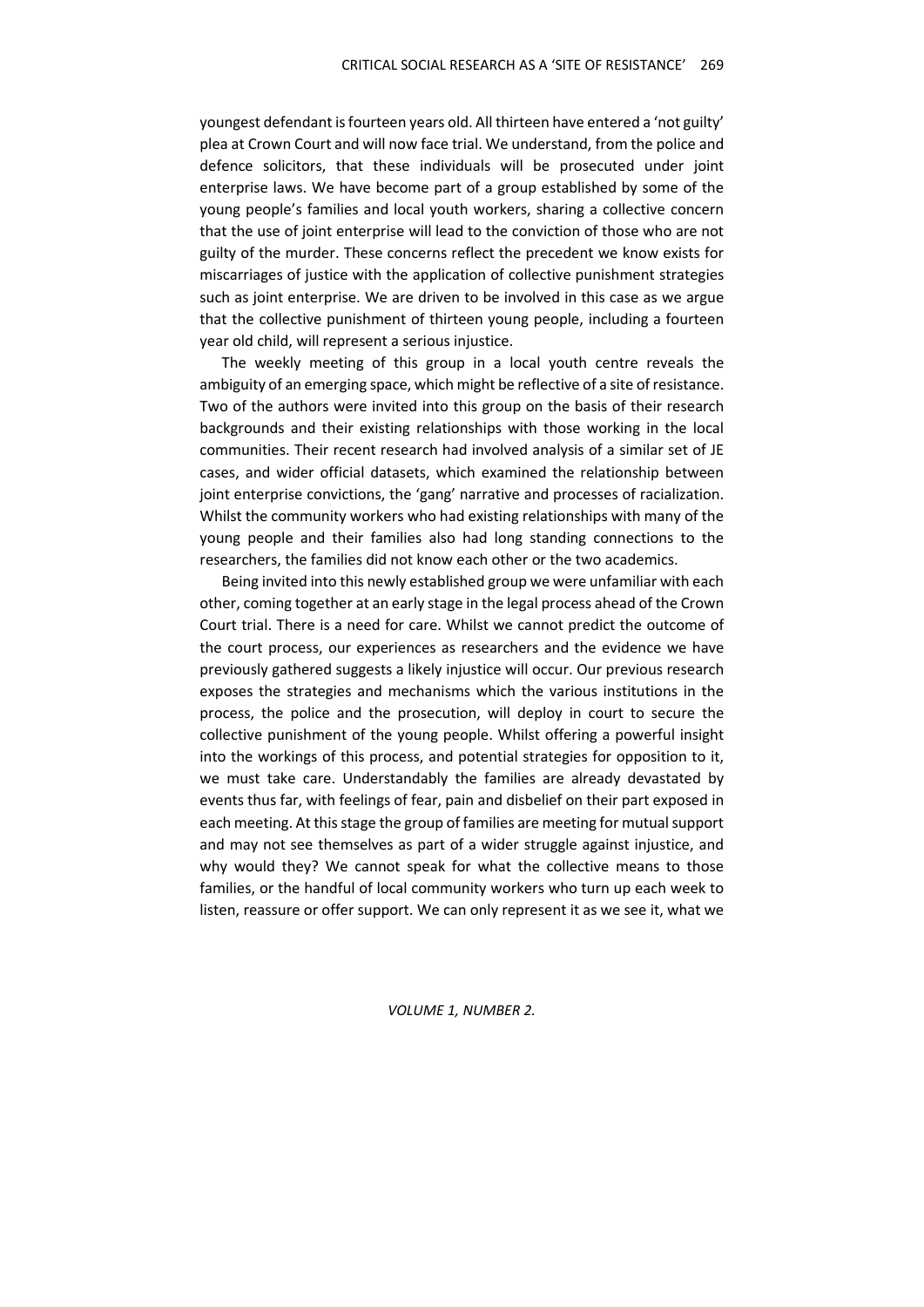youngest defendant is fourteen years old. All thirteen have entered a 'not guilty' plea at Crown Court and will now face trial. We understand, from the police and defence solicitors, that these individuals will be prosecuted under joint enterprise laws. We have become part of a group established by some of the young people's families and local youth workers, sharing a collective concern that the use of joint enterprise will lead to the conviction of those who are not guilty of the murder. These concerns reflect the precedent we know exists for miscarriages of justice with the application of collective punishment strategies such as joint enterprise. We are driven to be involved in this case as we argue that the collective punishment of thirteen young people, including a fourteen year old child, will represent a serious injustice.

The weekly meeting of this group in a local youth centre reveals the ambiguity of an emerging space, which might be reflective of a site of resistance. Two of the authors were invited into this group on the basis of their research backgrounds and their existing relationships with those working in the local communities. Their recent research had involved analysis of a similar set of JE cases, and wider official datasets, which examined the relationship between joint enterprise convictions, the 'gang' narrative and processes of racialization. Whilst the community workers who had existing relationships with many of the young people and their families also had long standing connections to the researchers, the families did not know each other or the two academics.

Being invited into this newly established group we were unfamiliar with each other, coming together at an early stage in the legal process ahead of the Crown Court trial. There is a need for care. Whilst we cannot predict the outcome of the court process, our experiences as researchers and the evidence we have previously gathered suggests a likely injustice will occur. Our previous research exposes the strategies and mechanisms which the various institutions in the process, the police and the prosecution, will deploy in court to secure the collective punishment of the young people. Whilst offering a powerful insight into the workings of this process, and potential strategies for opposition to it, we must take care. Understandably the families are already devastated by events thus far, with feelings of fear, pain and disbelief on their part exposed in each meeting. At this stage the group of families are meeting for mutual support and may not see themselves as part of a wider struggle against injustice, and why would they? We cannot speak for what the collective means to those families, or the handful of local community workers who turn up each week to listen, reassure or offer support. We can only represent it as we see it, what we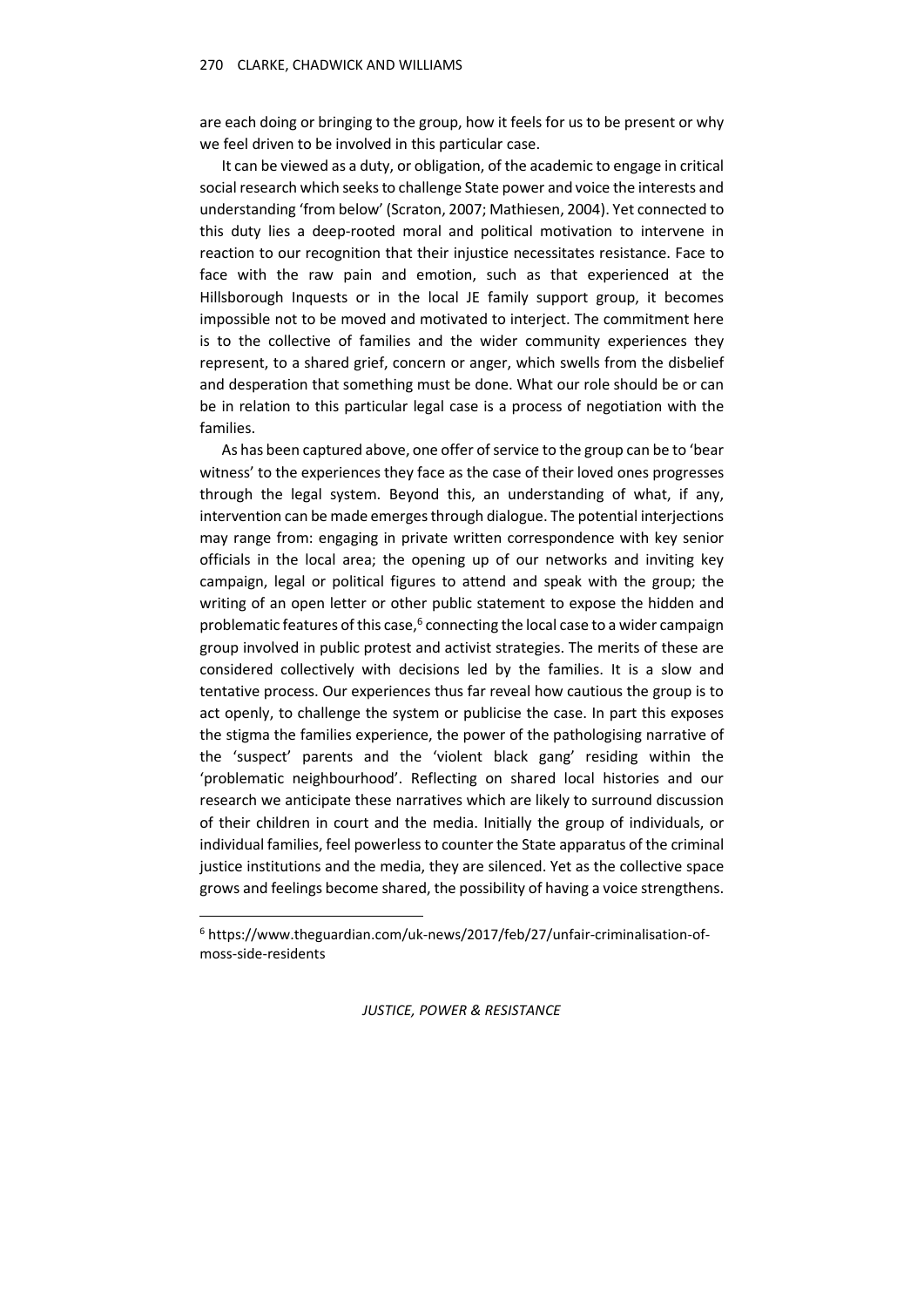are each doing or bringing to the group, how it feels for us to be present or why we feel driven to be involved in this particular case.

It can be viewed as a duty, or obligation, of the academic to engage in critical social research which seeks to challenge State power and voice the interests and understanding 'from below' (Scraton, 2007; Mathiesen, 2004). Yet connected to this duty lies a deep-rooted moral and political motivation to intervene in reaction to our recognition that their injustice necessitates resistance. Face to face with the raw pain and emotion, such as that experienced at the Hillsborough Inquests or in the local JE family support group, it becomes impossible not to be moved and motivated to interject. The commitment here is to the collective of families and the wider community experiences they represent, to a shared grief, concern or anger, which swells from the disbelief and desperation that something must be done. What our role should be or can be in relation to this particular legal case is a process of negotiation with the families.

As has been captured above, one offer of service to the group can be to 'bear witness' to the experiences they face as the case of their loved ones progresses through the legal system. Beyond this, an understanding of what, if any, intervention can be made emerges through dialogue. The potential interjections may range from: engaging in private written correspondence with key senior officials in the local area; the opening up of our networks and inviting key campaign, legal or political figures to attend and speak with the group; the writing of an open letter or other public statement to expose the hidden and problematic features of this case,[6] connecting the local case to a wider campaign group involved in public protest and activist strategies. The merits of these are considered collectively with decisions led by the families. It is a slow and tentative process. Our experiences thus far reveal how cautious the group is to act openly, to challenge the system or publicise the case. In part this exposes the stigma the families experience, the power of the pathologising narrative of the 'suspect' parents and the 'violent black gang' residing within the 'problematic neighbourhood'. Reflecting on shared local histories and our research we anticipate these narratives which are likely to surround discussion of their children in court and the media. Initially the group of individuals, or individual families, feel powerless to counter the State apparatus of the criminal justice institutions and the media, they are silenced. Yet as the collective space grows and feelings become shared, the possibility of having a voice strengthens.

[6] https://www.theguardian.com/uk-news/2017/feb/27/unfair-criminalisation-of-moss-side-residents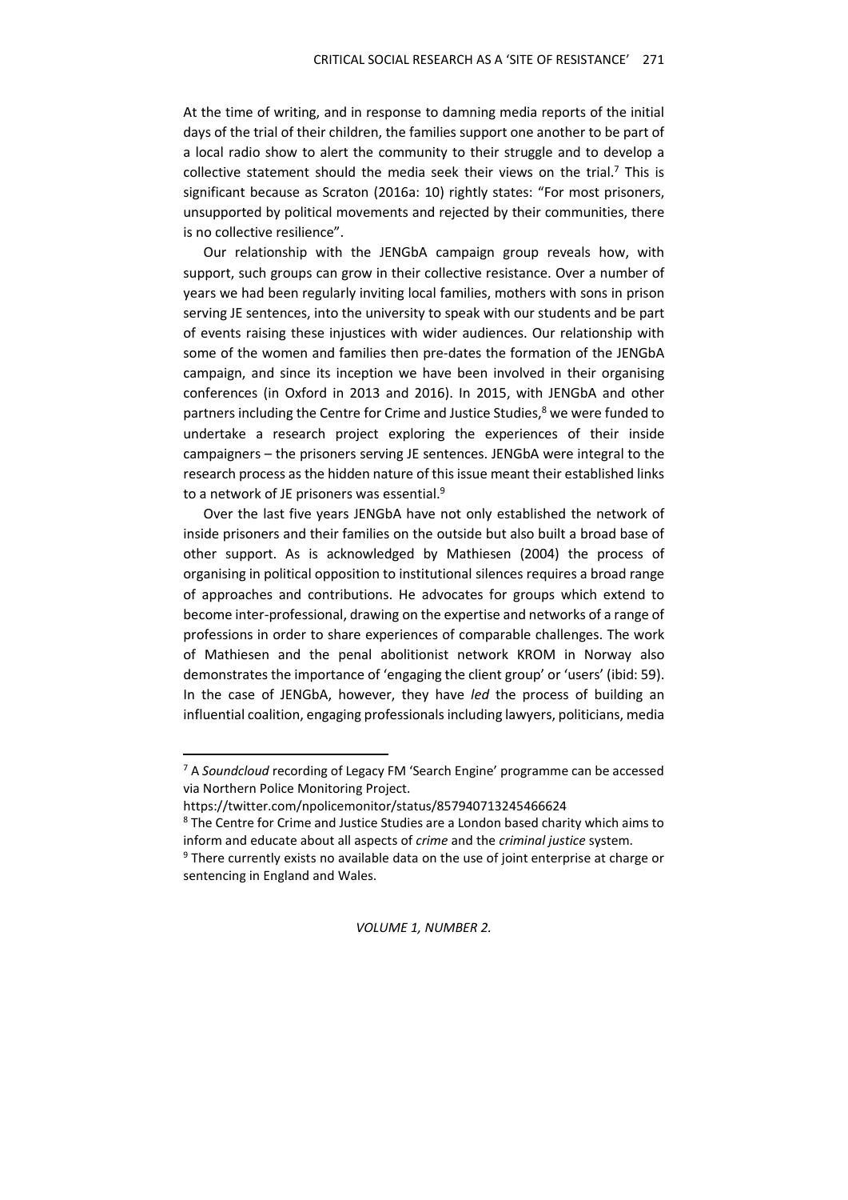At the time of writing, and in response to damning media reports of the initial days of the trial of their children, the families support one another to be part of a local radio show to alert the community to their struggle and to develop a collective statement should the media seek their views on the trial.[7] This is significant because as Scraton (2016a: 10) rightly states: "For most prisoners, unsupported by political movements and rejected by their communities, there is no collective resilience".

Our relationship with the JENGbA campaign group reveals how, with support, such groups can grow in their collective resistance. Over a number of years we had been regularly inviting local families, mothers with sons in prison serving JE sentences, into the university to speak with our students and be part of events raising these injustices with wider audiences. Our relationship with some of the women and families then pre-dates the formation of the JENGbA campaign, and since its inception we have been involved in their organising conferences (in Oxford in 2013 and 2016). In 2015, with JENGbA and other partners including the Centre for Crime and Justice Studies,[8] we were funded to undertake a research project exploring the experiences of their inside campaigners – the prisoners serving JE sentences. JENGbA were integral to the research process as the hidden nature of this issue meant their established links to a network of JE prisoners was essential.[9]

Over the last five years JENGbA have not only established the network of inside prisoners and their families on the outside but also built a broad base of other support. As is acknowledged by Mathiesen (2004) the process of organising in political opposition to institutional silences requires a broad range of approaches and contributions. He advocates for groups which extend to become inter-professional, drawing on the expertise and networks of a range of professions in order to share experiences of comparable challenges. The work of Mathiesen and the penal abolitionist network KROM in Norway also demonstrates the importance of 'engaging the client group' or 'users' (ibid: 59). In the case of JENGbA, however, they have *led* the process of building an influential coalition, engaging professionals including lawyers, politicians, media

---

[7] A *Soundcloud* recording of Legacy FM 'Search Engine' programme can be accessed via Northern Police Monitoring Project.
https://twitter.com/npolicemonitor/status/857940713245466624

[8] The Centre for Crime and Justice Studies are a London based charity which aims to inform and educate about all aspects of *crime* and the *criminal justice* system.

[9] There currently exists no available data on the use of joint enterprise at charge or sentencing in England and Wales.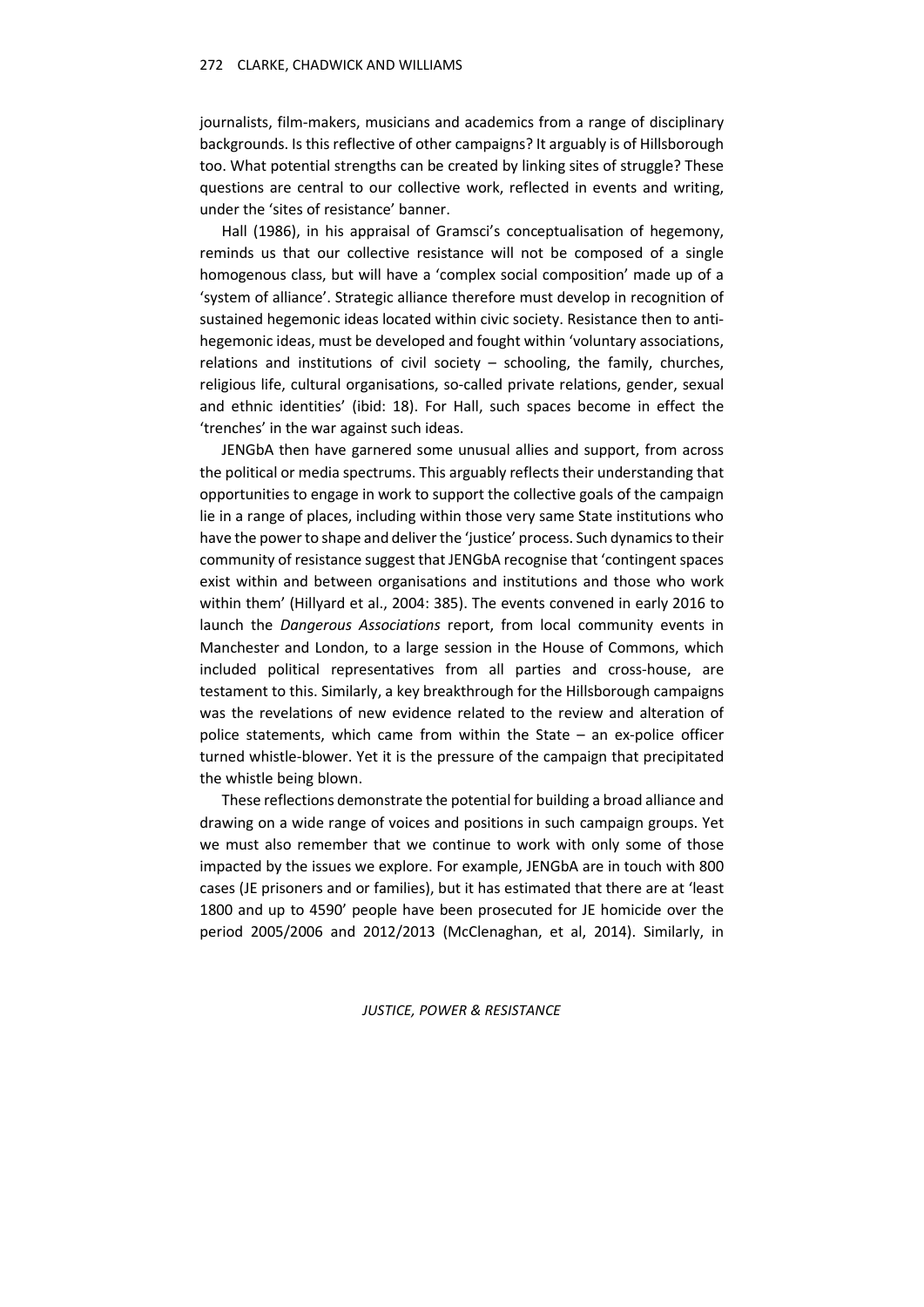journalists, film-makers, musicians and academics from a range of disciplinary backgrounds. Is this reflective of other campaigns? It arguably is of Hillsborough too. What potential strengths can be created by linking sites of struggle? These questions are central to our collective work, reflected in events and writing, under the 'sites of resistance' banner.

Hall (1986), in his appraisal of Gramsci's conceptualisation of hegemony, reminds us that our collective resistance will not be composed of a single homogenous class, but will have a 'complex social composition' made up of a 'system of alliance'. Strategic alliance therefore must develop in recognition of sustained hegemonic ideas located within civic society. Resistance then to anti-hegemonic ideas, must be developed and fought within 'voluntary associations, relations and institutions of civil society – schooling, the family, churches, religious life, cultural organisations, so-called private relations, gender, sexual and ethnic identities' (ibid: 18). For Hall, such spaces become in effect the 'trenches' in the war against such ideas.

JENGbA then have garnered some unusual allies and support, from across the political or media spectrums. This arguably reflects their understanding that opportunities to engage in work to support the collective goals of the campaign lie in a range of places, including within those very same State institutions who have the power to shape and deliver the 'justice' process. Such dynamics to their community of resistance suggest that JENGbA recognise that 'contingent spaces exist within and between organisations and institutions and those who work within them' (Hillyard et al., 2004: 385). The events convened in early 2016 to launch the *Dangerous Associations* report, from local community events in Manchester and London, to a large session in the House of Commons, which included political representatives from all parties and cross-house, are testament to this. Similarly, a key breakthrough for the Hillsborough campaigns was the revelations of new evidence related to the review and alteration of police statements, which came from within the State – an ex-police officer turned whistle-blower. Yet it is the pressure of the campaign that precipitated the whistle being blown.

These reflections demonstrate the potential for building a broad alliance and drawing on a wide range of voices and positions in such campaign groups. Yet we must also remember that we continue to work with only some of those impacted by the issues we explore. For example, JENGbA are in touch with 800 cases (JE prisoners and or families), but it has estimated that there are at 'least 1800 and up to 4590' people have been prosecuted for JE homicide over the period 2005/2006 and 2012/2013 (McClenaghan, et al, 2014). Similarly, in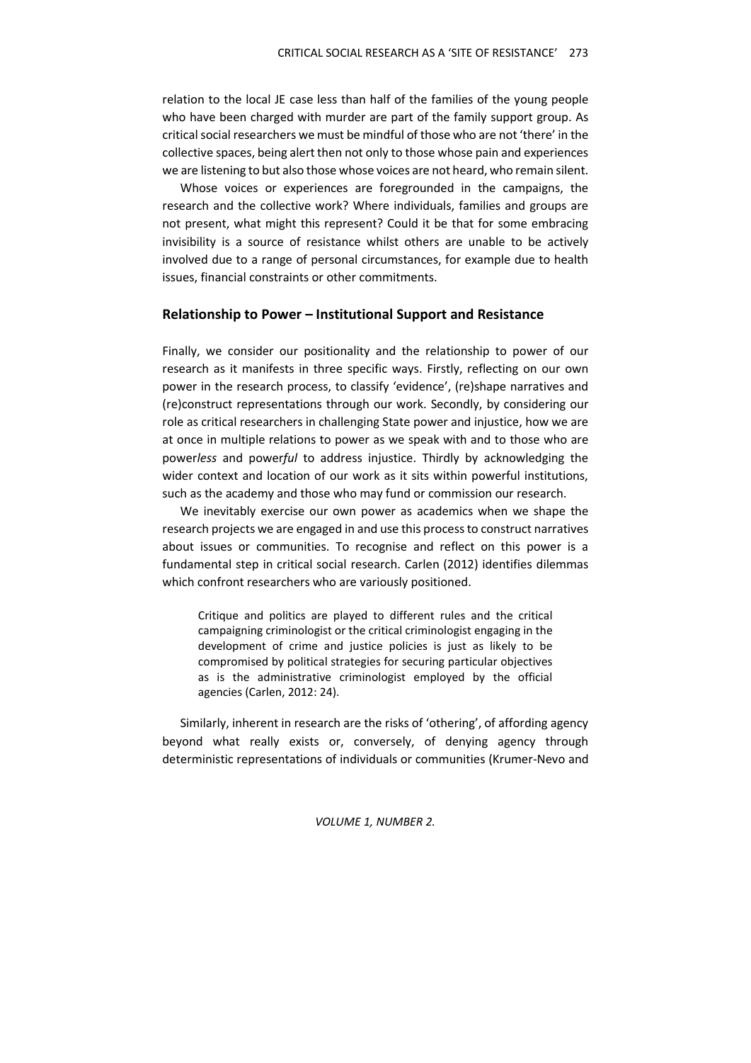relation to the local JE case less than half of the families of the young people who have been charged with murder are part of the family support group. As critical social researchers we must be mindful of those who are not 'there' in the collective spaces, being alert then not only to those whose pain and experiences we are listening to but also those whose voices are not heard, who remain silent.

Whose voices or experiences are foregrounded in the campaigns, the research and the collective work? Where individuals, families and groups are not present, what might this represent? Could it be that for some embracing invisibility is a source of resistance whilst others are unable to be actively involved due to a range of personal circumstances, for example due to health issues, financial constraints or other commitments.

## Relationship to Power – Institutional Support and Resistance

Finally, we consider our positionality and the relationship to power of our research as it manifests in three specific ways. Firstly, reflecting on our own power in the research process, to classify 'evidence', (re)shape narratives and (re)construct representations through our work. Secondly, by considering our role as critical researchers in challenging State power and injustice, how we are at once in multiple relations to power as we speak with and to those who are power*less* and power*ful* to address injustice. Thirdly by acknowledging the wider context and location of our work as it sits within powerful institutions, such as the academy and those who may fund or commission our research.

We inevitably exercise our own power as academics when we shape the research projects we are engaged in and use this process to construct narratives about issues or communities. To recognise and reflect on this power is a fundamental step in critical social research. Carlen (2012) identifies dilemmas which confront researchers who are variously positioned.

> Critique and politics are played to different rules and the critical campaigning criminologist or the critical criminologist engaging in the development of crime and justice policies is just as likely to be compromised by political strategies for securing particular objectives as is the administrative criminologist employed by the official agencies (Carlen, 2012: 24).

Similarly, inherent in research are the risks of 'othering', of affording agency beyond what really exists or, conversely, of denying agency through deterministic representations of individuals or communities (Krumer-Nevo and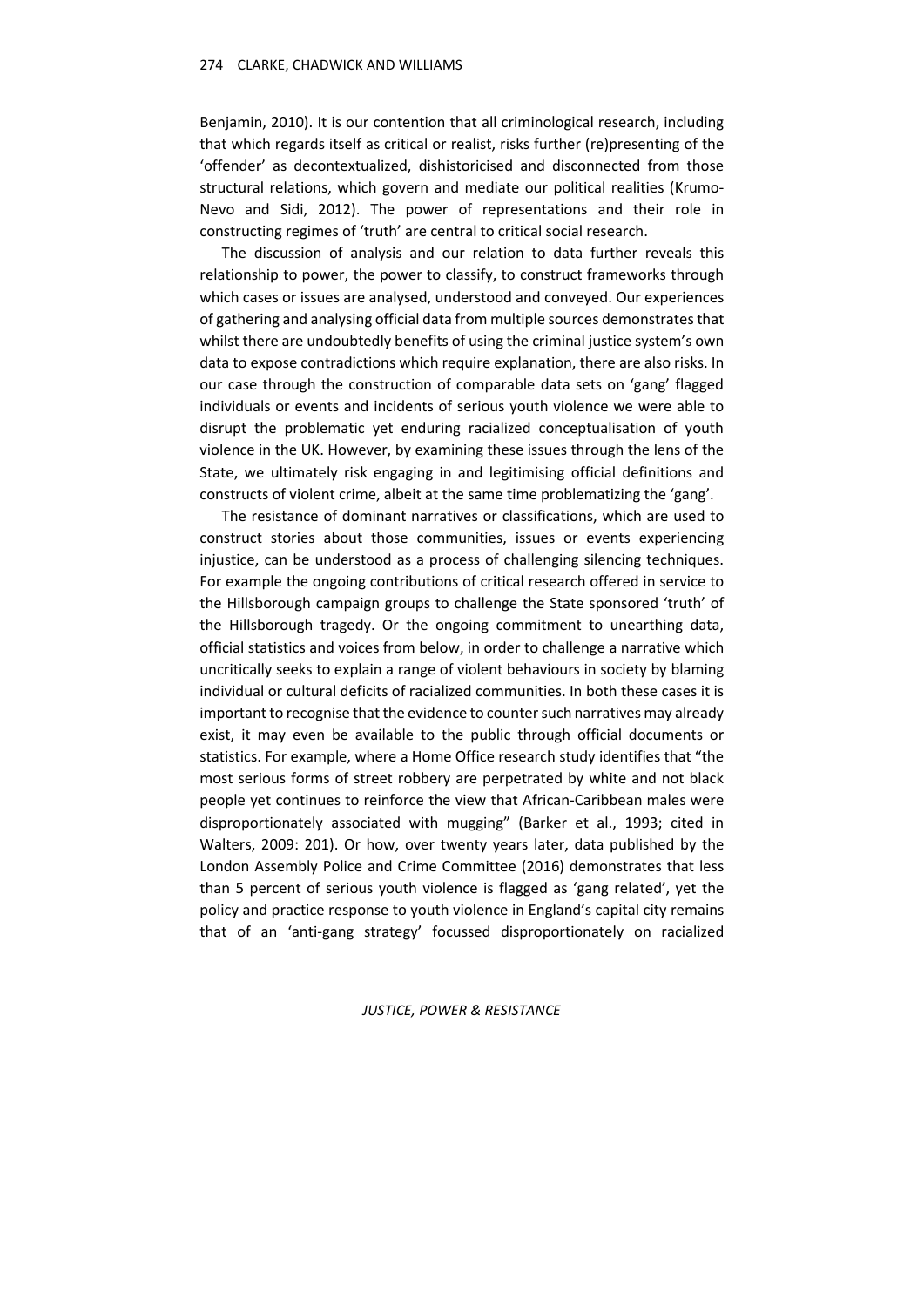Benjamin, 2010). It is our contention that all criminological research, including that which regards itself as critical or realist, risks further (re)presenting of the 'offender' as decontextualized, dishistoricised and disconnected from those structural relations, which govern and mediate our political realities (Krumo-Nevo and Sidi, 2012). The power of representations and their role in constructing regimes of 'truth' are central to critical social research.

The discussion of analysis and our relation to data further reveals this relationship to power, the power to classify, to construct frameworks through which cases or issues are analysed, understood and conveyed. Our experiences of gathering and analysing official data from multiple sources demonstrates that whilst there are undoubtedly benefits of using the criminal justice system's own data to expose contradictions which require explanation, there are also risks. In our case through the construction of comparable data sets on 'gang' flagged individuals or events and incidents of serious youth violence we were able to disrupt the problematic yet enduring racialized conceptualisation of youth violence in the UK. However, by examining these issues through the lens of the State, we ultimately risk engaging in and legitimising official definitions and constructs of violent crime, albeit at the same time problematizing the 'gang'.

The resistance of dominant narratives or classifications, which are used to construct stories about those communities, issues or events experiencing injustice, can be understood as a process of challenging silencing techniques. For example the ongoing contributions of critical research offered in service to the Hillsborough campaign groups to challenge the State sponsored 'truth' of the Hillsborough tragedy. Or the ongoing commitment to unearthing data, official statistics and voices from below, in order to challenge a narrative which uncritically seeks to explain a range of violent behaviours in society by blaming individual or cultural deficits of racialized communities. In both these cases it is important to recognise that the evidence to counter such narratives may already exist, it may even be available to the public through official documents or statistics. For example, where a Home Office research study identifies that "the most serious forms of street robbery are perpetrated by white and not black people yet continues to reinforce the view that African-Caribbean males were disproportionately associated with mugging" (Barker et al., 1993; cited in Walters, 2009: 201). Or how, over twenty years later, data published by the London Assembly Police and Crime Committee (2016) demonstrates that less than 5 percent of serious youth violence is flagged as 'gang related', yet the policy and practice response to youth violence in England's capital city remains that of an 'anti-gang strategy' focussed disproportionately on racialized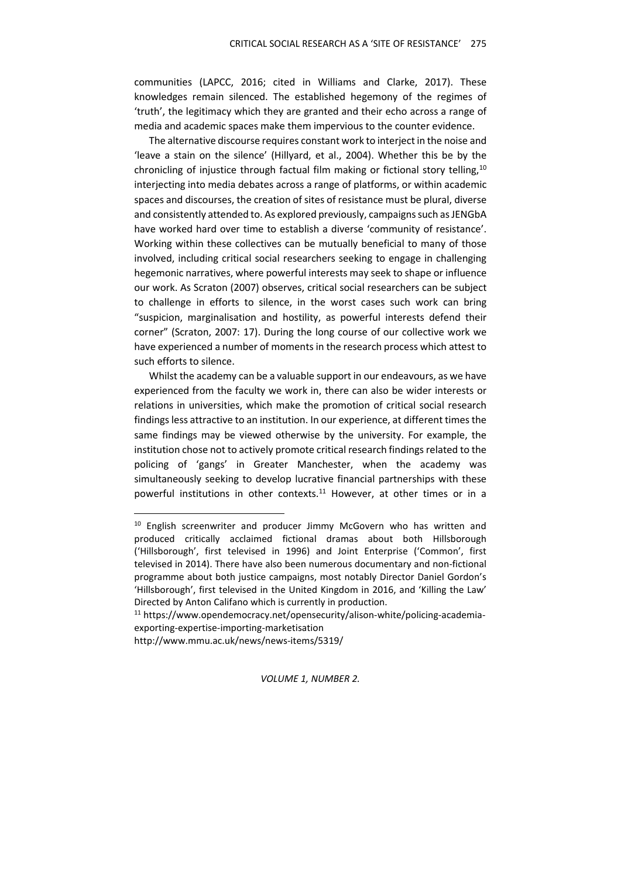communities (LAPCC, 2016; cited in Williams and Clarke, 2017). These knowledges remain silenced. The established hegemony of the regimes of 'truth', the legitimacy which they are granted and their echo across a range of media and academic spaces make them impervious to the counter evidence.

The alternative discourse requires constant work to interject in the noise and 'leave a stain on the silence' (Hillyard, et al., 2004). Whether this be by the chronicling of injustice through factual film making or fictional story telling,[10] interjecting into media debates across a range of platforms, or within academic spaces and discourses, the creation of sites of resistance must be plural, diverse and consistently attended to. As explored previously, campaigns such as JENGbA have worked hard over time to establish a diverse 'community of resistance'. Working within these collectives can be mutually beneficial to many of those involved, including critical social researchers seeking to engage in challenging hegemonic narratives, where powerful interests may seek to shape or influence our work. As Scraton (2007) observes, critical social researchers can be subject to challenge in efforts to silence, in the worst cases such work can bring "suspicion, marginalisation and hostility, as powerful interests defend their corner" (Scraton, 2007: 17). During the long course of our collective work we have experienced a number of moments in the research process which attest to such efforts to silence.

Whilst the academy can be a valuable support in our endeavours, as we have experienced from the faculty we work in, there can also be wider interests or relations in universities, which make the promotion of critical social research findings less attractive to an institution. In our experience, at different times the same findings may be viewed otherwise by the university. For example, the institution chose not to actively promote critical research findings related to the policing of 'gangs' in Greater Manchester, when the academy was simultaneously seeking to develop lucrative financial partnerships with these powerful institutions in other contexts.[11] However, at other times or in a

---

[10] English screenwriter and producer Jimmy McGovern who has written and produced critically acclaimed fictional dramas about both Hillsborough ('Hillsborough', first televised in 1996) and Joint Enterprise ('Common', first televised in 2014). There have also been numerous documentary and non-fictional programme about both justice campaigns, most notably Director Daniel Gordon's 'Hillsborough', first televised in the United Kingdom in 2016, and 'Killing the Law' Directed by Anton Califano which is currently in production.

[11] https://www.opendemocracy.net/opensecurity/alison-white/policing-academia-exporting-expertise-importing-marketisation
http://www.mmu.ac.uk/news/news-items/5319/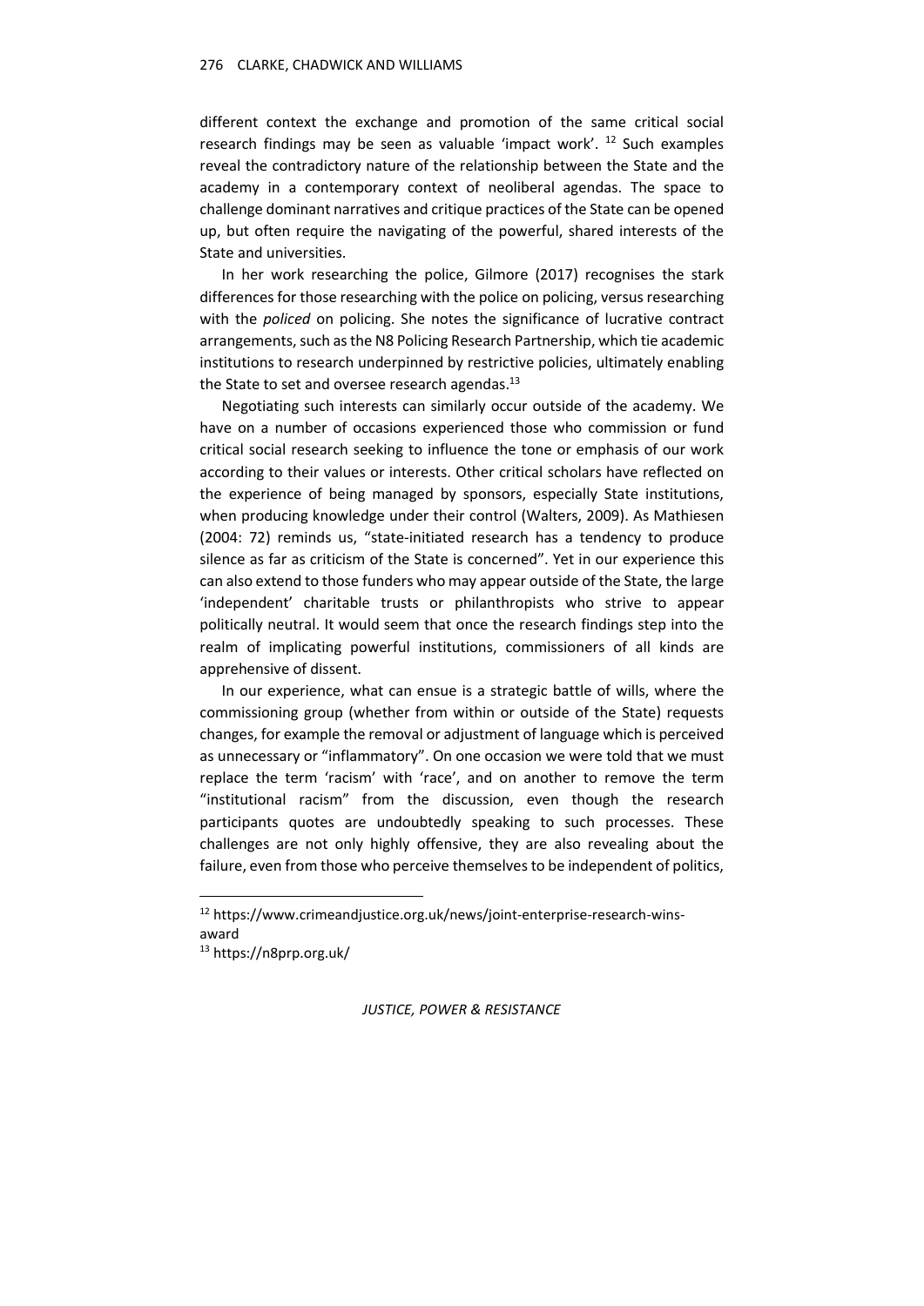different context the exchange and promotion of the same critical social research findings may be seen as valuable 'impact work'. [12] Such examples reveal the contradictory nature of the relationship between the State and the academy in a contemporary context of neoliberal agendas. The space to challenge dominant narratives and critique practices of the State can be opened up, but often require the navigating of the powerful, shared interests of the State and universities.

In her work researching the police, Gilmore (2017) recognises the stark differences for those researching with the police on policing, versus researching with the *policed* on policing. She notes the significance of lucrative contract arrangements, such as the N8 Policing Research Partnership, which tie academic institutions to research underpinned by restrictive policies, ultimately enabling the State to set and oversee research agendas.[13]

Negotiating such interests can similarly occur outside of the academy. We have on a number of occasions experienced those who commission or fund critical social research seeking to influence the tone or emphasis of our work according to their values or interests. Other critical scholars have reflected on the experience of being managed by sponsors, especially State institutions, when producing knowledge under their control (Walters, 2009). As Mathiesen (2004: 72) reminds us, "state-initiated research has a tendency to produce silence as far as criticism of the State is concerned". Yet in our experience this can also extend to those funders who may appear outside of the State, the large 'independent' charitable trusts or philanthropists who strive to appear politically neutral. It would seem that once the research findings step into the realm of implicating powerful institutions, commissioners of all kinds are apprehensive of dissent.

In our experience, what can ensue is a strategic battle of wills, where the commissioning group (whether from within or outside of the State) requests changes, for example the removal or adjustment of language which is perceived as unnecessary or "inflammatory". On one occasion we were told that we must replace the term 'racism' with 'race', and on another to remove the term "institutional racism" from the discussion, even though the research participants quotes are undoubtedly speaking to such processes. These challenges are not only highly offensive, they are also revealing about the failure, even from those who perceive themselves to be independent of politics,

[12] https://www.crimeandjustice.org.uk/news/joint-enterprise-research-wins-award

[13] https://n8prp.org.uk/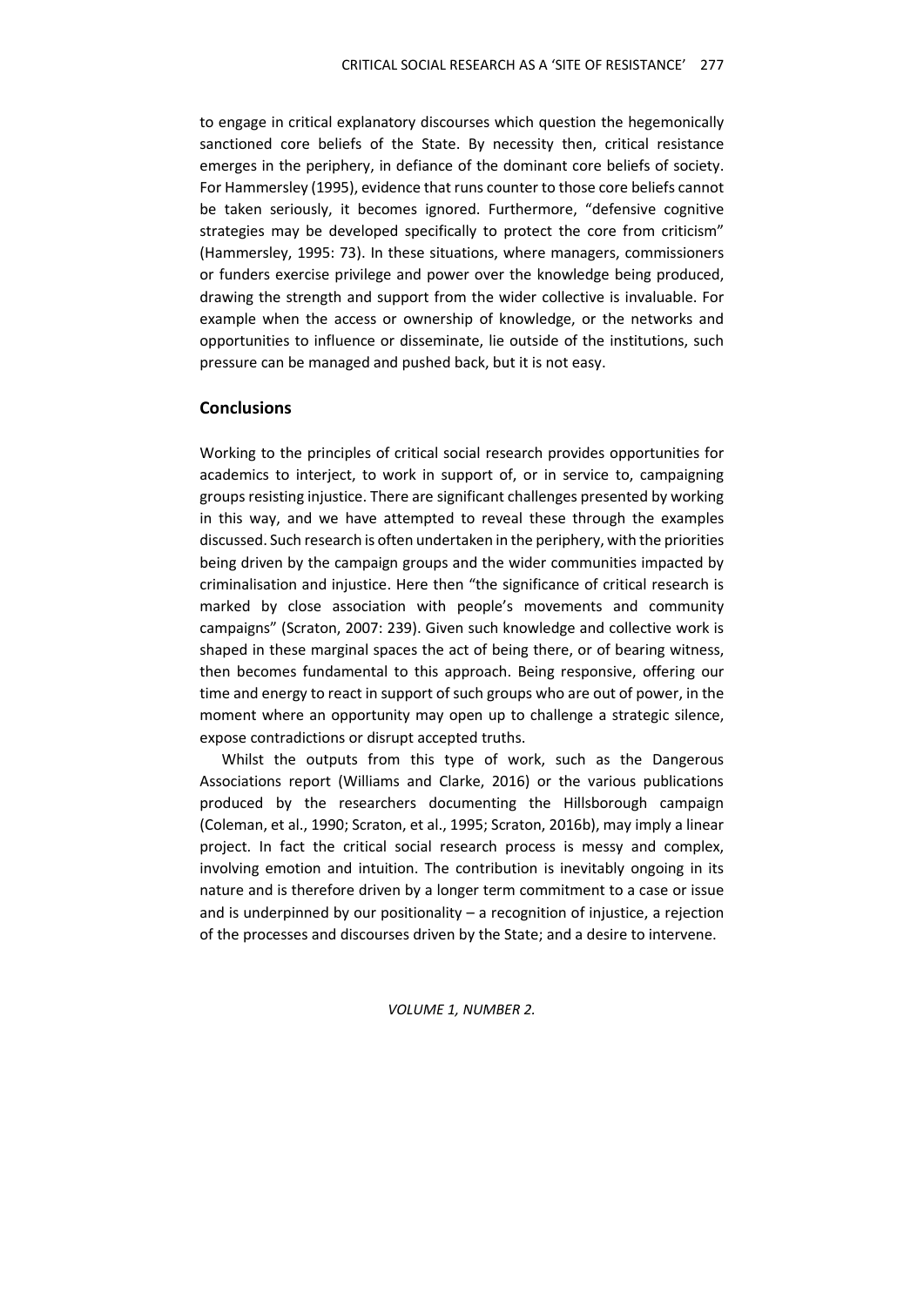to engage in critical explanatory discourses which question the hegemonically sanctioned core beliefs of the State. By necessity then, critical resistance emerges in the periphery, in defiance of the dominant core beliefs of society. For Hammersley (1995), evidence that runs counter to those core beliefs cannot be taken seriously, it becomes ignored. Furthermore, "defensive cognitive strategies may be developed specifically to protect the core from criticism" (Hammersley, 1995: 73). In these situations, where managers, commissioners or funders exercise privilege and power over the knowledge being produced, drawing the strength and support from the wider collective is invaluable. For example when the access or ownership of knowledge, or the networks and opportunities to influence or disseminate, lie outside of the institutions, such pressure can be managed and pushed back, but it is not easy.

## Conclusions

Working to the principles of critical social research provides opportunities for academics to interject, to work in support of, or in service to, campaigning groups resisting injustice. There are significant challenges presented by working in this way, and we have attempted to reveal these through the examples discussed. Such research is often undertaken in the periphery, with the priorities being driven by the campaign groups and the wider communities impacted by criminalisation and injustice. Here then "the significance of critical research is marked by close association with people's movements and community campaigns" (Scraton, 2007: 239). Given such knowledge and collective work is shaped in these marginal spaces the act of being there, or of bearing witness, then becomes fundamental to this approach. Being responsive, offering our time and energy to react in support of such groups who are out of power, in the moment where an opportunity may open up to challenge a strategic silence, expose contradictions or disrupt accepted truths.

Whilst the outputs from this type of work, such as the Dangerous Associations report (Williams and Clarke, 2016) or the various publications produced by the researchers documenting the Hillsborough campaign (Coleman, et al., 1990; Scraton, et al., 1995; Scraton, 2016b), may imply a linear project. In fact the critical social research process is messy and complex, involving emotion and intuition. The contribution is inevitably ongoing in its nature and is therefore driven by a longer term commitment to a case or issue and is underpinned by our positionality – a recognition of injustice, a rejection of the processes and discourses driven by the State; and a desire to intervene.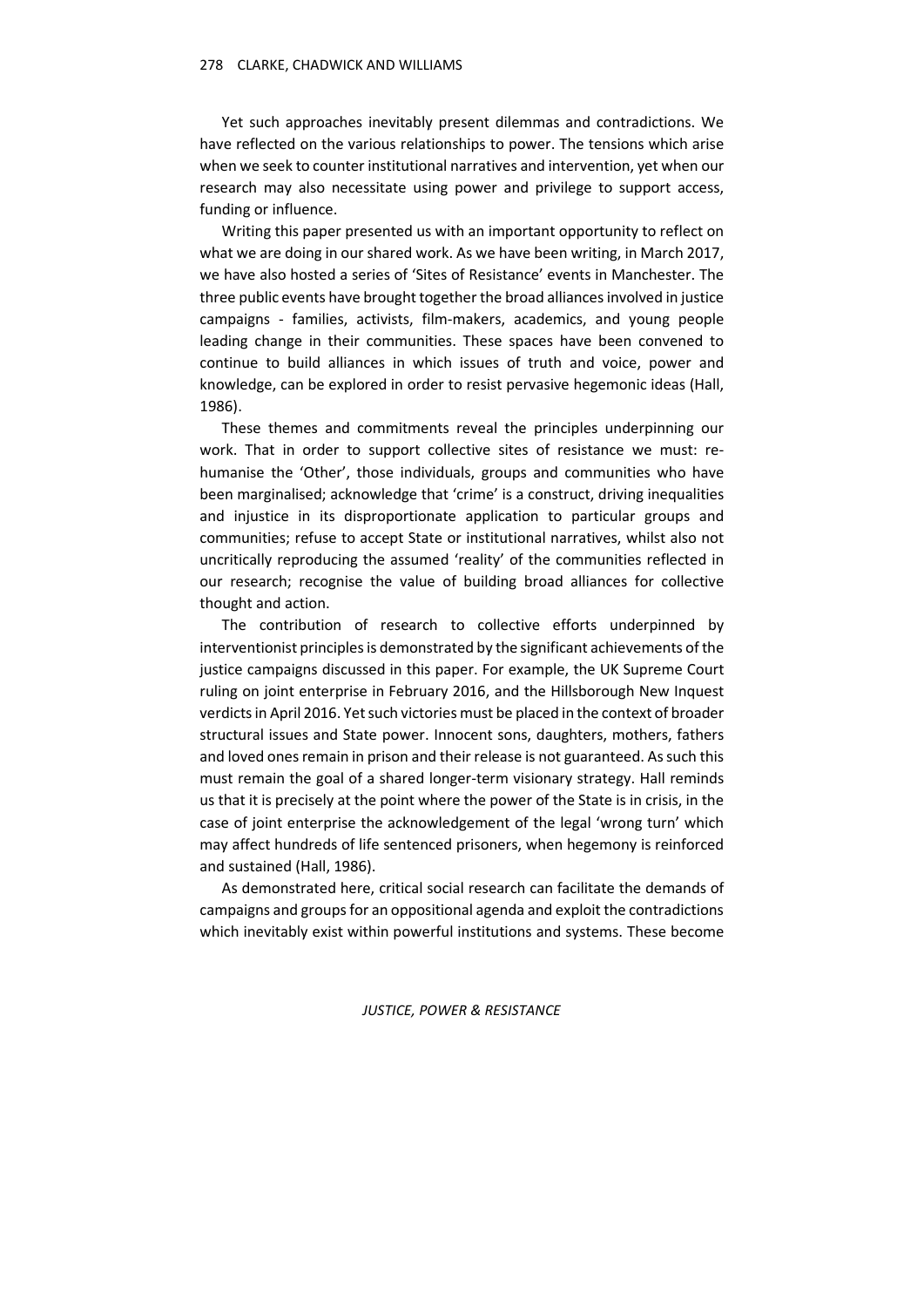Yet such approaches inevitably present dilemmas and contradictions. We have reflected on the various relationships to power. The tensions which arise when we seek to counter institutional narratives and intervention, yet when our research may also necessitate using power and privilege to support access, funding or influence.

Writing this paper presented us with an important opportunity to reflect on what we are doing in our shared work. As we have been writing, in March 2017, we have also hosted a series of 'Sites of Resistance' events in Manchester. The three public events have brought together the broad alliances involved in justice campaigns - families, activists, film-makers, academics, and young people leading change in their communities. These spaces have been convened to continue to build alliances in which issues of truth and voice, power and knowledge, can be explored in order to resist pervasive hegemonic ideas (Hall, 1986).

These themes and commitments reveal the principles underpinning our work. That in order to support collective sites of resistance we must: re-humanise the 'Other', those individuals, groups and communities who have been marginalised; acknowledge that 'crime' is a construct, driving inequalities and injustice in its disproportionate application to particular groups and communities; refuse to accept State or institutional narratives, whilst also not uncritically reproducing the assumed 'reality' of the communities reflected in our research; recognise the value of building broad alliances for collective thought and action.

The contribution of research to collective efforts underpinned by interventionist principles is demonstrated by the significant achievements of the justice campaigns discussed in this paper. For example, the UK Supreme Court ruling on joint enterprise in February 2016, and the Hillsborough New Inquest verdicts in April 2016. Yet such victories must be placed in the context of broader structural issues and State power. Innocent sons, daughters, mothers, fathers and loved ones remain in prison and their release is not guaranteed. As such this must remain the goal of a shared longer-term visionary strategy. Hall reminds us that it is precisely at the point where the power of the State is in crisis, in the case of joint enterprise the acknowledgement of the legal 'wrong turn' which may affect hundreds of life sentenced prisoners, when hegemony is reinforced and sustained (Hall, 1986).

As demonstrated here, critical social research can facilitate the demands of campaigns and groups for an oppositional agenda and exploit the contradictions which inevitably exist within powerful institutions and systems. These become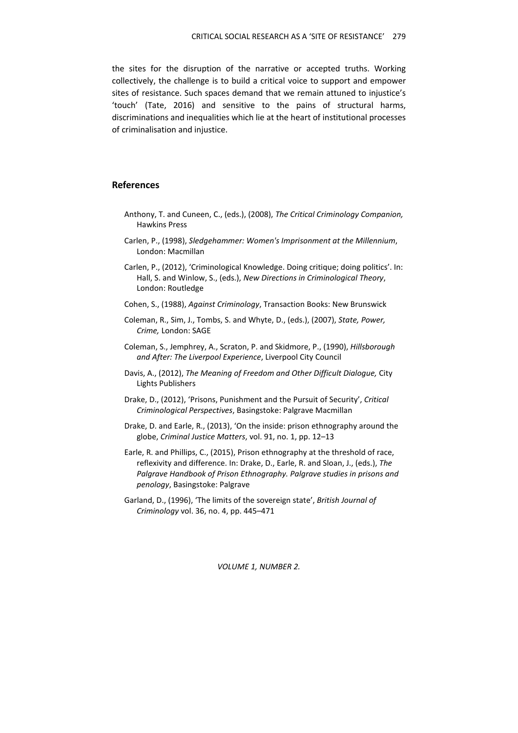the sites for the disruption of the narrative or accepted truths. Working collectively, the challenge is to build a critical voice to support and empower sites of resistance. Such spaces demand that we remain attuned to injustice's 'touch' (Tate, 2016) and sensitive to the pains of structural harms, discriminations and inequalities which lie at the heart of institutional processes of criminalisation and injustice.

## References

Anthony, T. and Cuneen, C., (eds.), (2008), *The Critical Criminology Companion,* Hawkins Press

Carlen, P., (1998), *Sledgehammer: Women's Imprisonment at the Millennium*, London: Macmillan

Carlen, P., (2012), 'Criminological Knowledge. Doing critique; doing politics'. In: Hall, S. and Winlow, S., (eds.), *New Directions in Criminological Theory*, London: Routledge

Cohen, S., (1988), *Against Criminology*, Transaction Books: New Brunswick

Coleman, R., Sim, J., Tombs, S. and Whyte, D., (eds.), (2007), *State, Power, Crime,* London: SAGE

Coleman, S., Jemphrey, A., Scraton, P. and Skidmore, P., (1990), *Hillsborough and After: The Liverpool Experience*, Liverpool City Council

Davis, A., (2012), *The Meaning of Freedom and Other Difficult Dialogue,* City Lights Publishers

Drake, D., (2012), 'Prisons, Punishment and the Pursuit of Security', *Critical Criminological Perspectives*, Basingstoke: Palgrave Macmillan

Drake, D. and Earle, R., (2013), 'On the inside: prison ethnography around the globe, *Criminal Justice Matters*, vol. 91, no. 1, pp. 12–13

Earle, R. and Phillips, C., (2015), Prison ethnography at the threshold of race, reflexivity and difference. In: Drake, D., Earle, R. and Sloan, J., (eds.), *The Palgrave Handbook of Prison Ethnography. Palgrave studies in prisons and penology*, Basingstoke: Palgrave

Garland, D., (1996), 'The limits of the sovereign state', *British Journal of Criminology* vol. 36, no. 4, pp. 445–471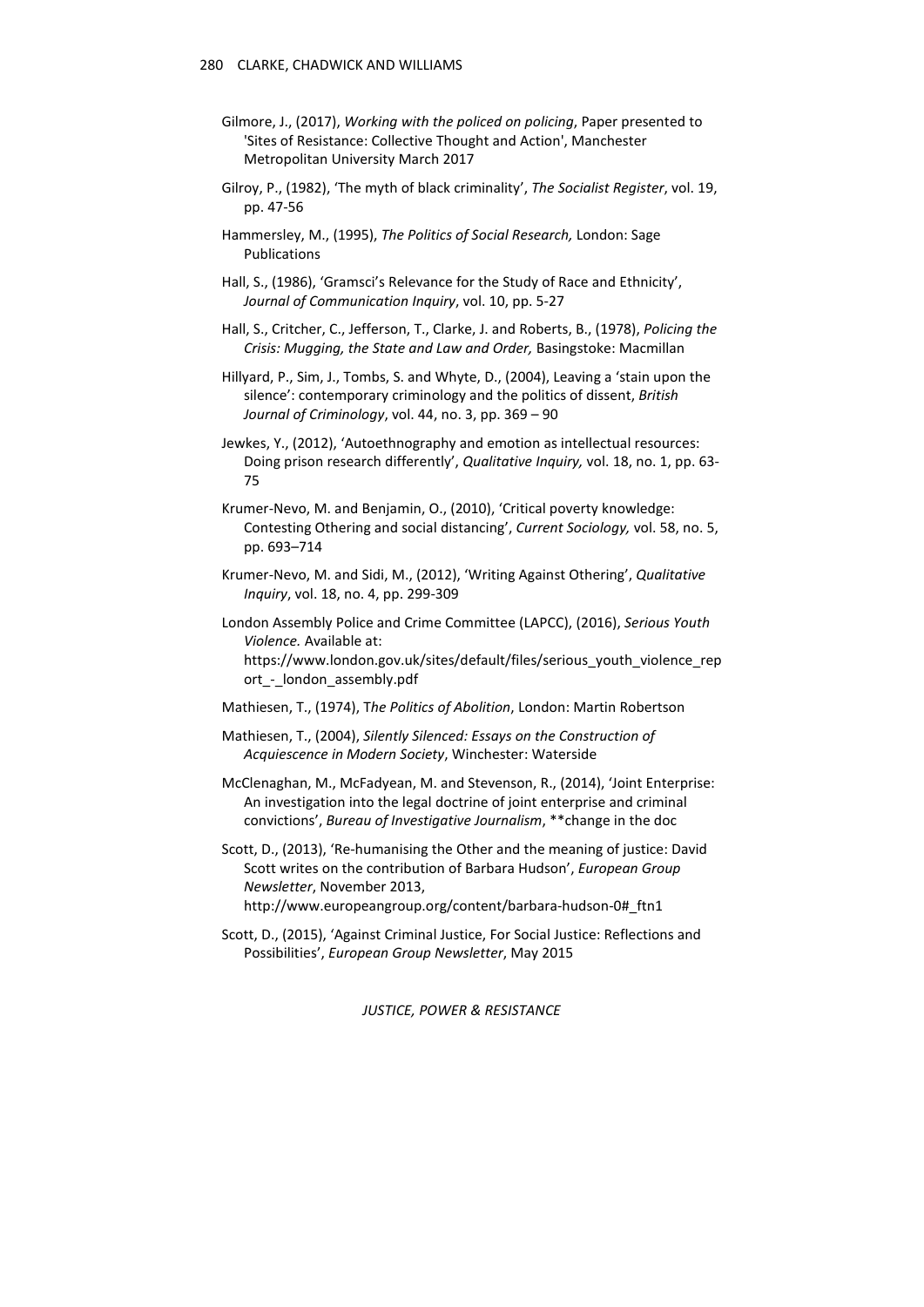Gilmore, J., (2017), *Working with the policed on policing*, Paper presented to 'Sites of Resistance: Collective Thought and Action', Manchester Metropolitan University March 2017

Gilroy, P., (1982), 'The myth of black criminality', *The Socialist Register*, vol. 19, pp. 47-56

Hammersley, M., (1995), *The Politics of Social Research,* London: Sage Publications

Hall, S., (1986), 'Gramsci's Relevance for the Study of Race and Ethnicity', *Journal of Communication Inquiry*, vol. 10, pp. 5-27

Hall, S., Critcher, C., Jefferson, T., Clarke, J. and Roberts, B., (1978), *Policing the Crisis: Mugging, the State and Law and Order,* Basingstoke: Macmillan

Hillyard, P., Sim, J., Tombs, S. and Whyte, D., (2004), Leaving a 'stain upon the silence': contemporary criminology and the politics of dissent, *British Journal of Criminology*, vol. 44, no. 3, pp. 369 – 90

Jewkes, Y., (2012), 'Autoethnography and emotion as intellectual resources: Doing prison research differently', *Qualitative Inquiry,* vol. 18, no. 1, pp. 63-75

Krumer-Nevo, M. and Benjamin, O., (2010), 'Critical poverty knowledge: Contesting Othering and social distancing', *Current Sociology,* vol. 58, no. 5, pp. 693–714

Krumer-Nevo, M. and Sidi, M., (2012), 'Writing Against Othering', *Qualitative Inquiry*, vol. 18, no. 4, pp. 299-309

London Assembly Police and Crime Committee (LAPCC), (2016), *Serious Youth Violence.* Available at: https://www.london.gov.uk/sites/default/files/serious_youth_violence_report_-_london_assembly.pdf

Mathiesen, T., (1974), T*he Politics of Abolition*, London: Martin Robertson

Mathiesen, T., (2004), *Silently Silenced: Essays on the Construction of Acquiescence in Modern Society*, Winchester: Waterside

McClenaghan, M., McFadyean, M. and Stevenson, R., (2014), 'Joint Enterprise: An investigation into the legal doctrine of joint enterprise and criminal convictions', *Bureau of Investigative Journalism*, **change in the doc

Scott, D., (2013), 'Re-humanising the Other and the meaning of justice: David Scott writes on the contribution of Barbara Hudson', *European Group Newsletter*, November 2013, http://www.europeangroup.org/content/barbara-hudson-0#_ftn1

Scott, D., (2015), 'Against Criminal Justice, For Social Justice: Reflections and Possibilities', *European Group Newsletter*, May 2015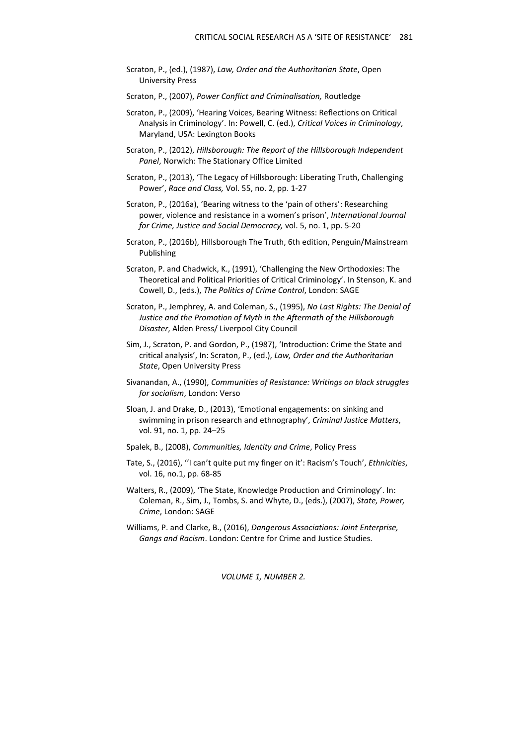Scraton, P., (ed.), (1987), *Law, Order and the Authoritarian State*, Open University Press

Scraton, P., (2007), *Power Conflict and Criminalisation,* Routledge

Scraton, P., (2009), 'Hearing Voices, Bearing Witness: Reflections on Critical Analysis in Criminology'. In: Powell, C. (ed.), *Critical Voices in Criminology*, Maryland, USA: Lexington Books

Scraton, P., (2012), *Hillsborough: The Report of the Hillsborough Independent Panel*, Norwich: The Stationary Office Limited

Scraton, P., (2013), 'The Legacy of Hillsborough: Liberating Truth, Challenging Power', *Race and Class,* Vol. 55, no. 2, pp. 1-27

Scraton, P., (2016a), 'Bearing witness to the 'pain of others': Researching power, violence and resistance in a women's prison', *International Journal for Crime, Justice and Social Democracy,* vol. 5, no. 1, pp. 5-20

Scraton, P., (2016b), Hillsborough The Truth, 6th edition, Penguin/Mainstream Publishing

Scraton, P. and Chadwick, K., (1991), 'Challenging the New Orthodoxies: The Theoretical and Political Priorities of Critical Criminology'. In Stenson, K. and Cowell, D., (eds.), *The Politics of Crime Control*, London: SAGE

Scraton, P., Jemphrey, A. and Coleman, S., (1995), *No Last Rights: The Denial of Justice and the Promotion of Myth in the Aftermath of the Hillsborough Disaster*, Alden Press/ Liverpool City Council

Sim, J., Scraton, P. and Gordon, P., (1987), 'Introduction: Crime the State and critical analysis', In: Scraton, P., (ed.), *Law, Order and the Authoritarian State*, Open University Press

Sivanandan, A., (1990), *Communities of Resistance: Writings on black struggles for socialism*, London: Verso

Sloan, J. and Drake, D., (2013), 'Emotional engagements: on sinking and swimming in prison research and ethnography', *Criminal Justice Matters*, vol. 91, no. 1, pp. 24–25

Spalek, B., (2008), *Communities, Identity and Crime*, Policy Press

Tate, S., (2016), ''I can't quite put my finger on it': Racism's Touch', *Ethnicities*, vol. 16, no.1, pp. 68-85

Walters, R., (2009), 'The State, Knowledge Production and Criminology'. In: Coleman, R., Sim, J., Tombs, S. and Whyte, D., (eds.), (2007), *State, Power, Crime*, London: SAGE

Williams, P. and Clarke, B., (2016), *Dangerous Associations: Joint Enterprise, Gangs and Racism*. London: Centre for Crime and Justice Studies.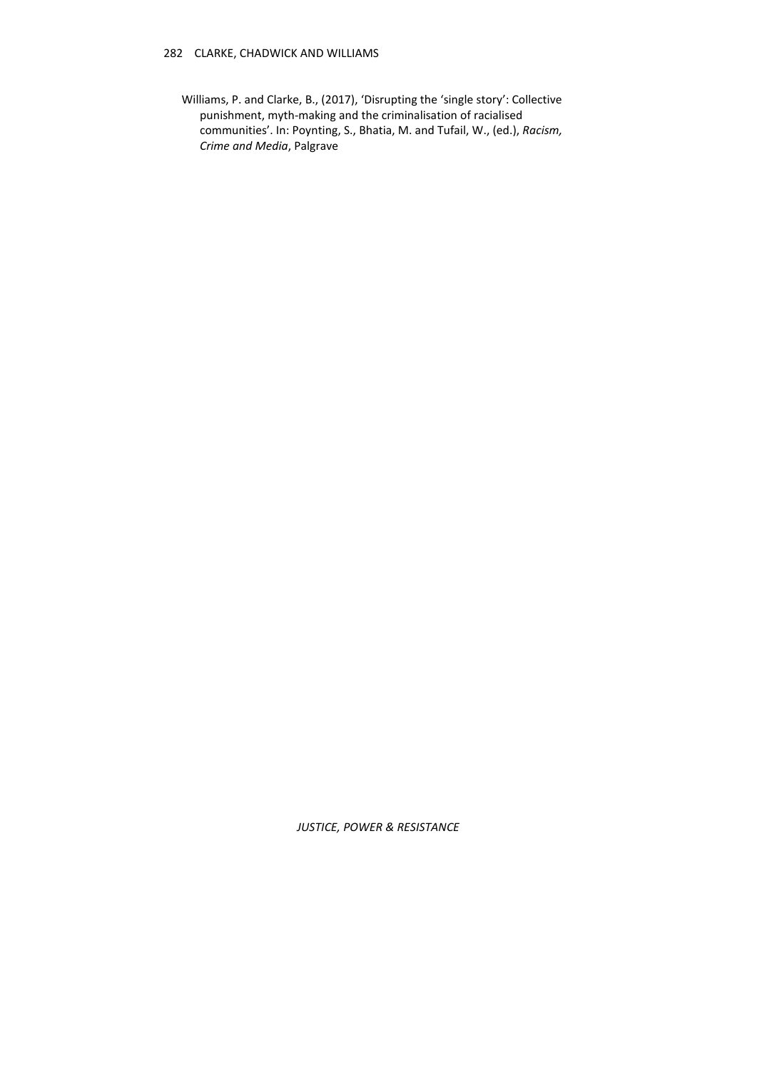Williams, P. and Clarke, B., (2017), 'Disrupting the 'single story': Collective punishment, myth-making and the criminalisation of racialised communities'. In: Poynting, S., Bhatia, M. and Tufail, W., (ed.), *Racism, Crime and Media*, Palgrave